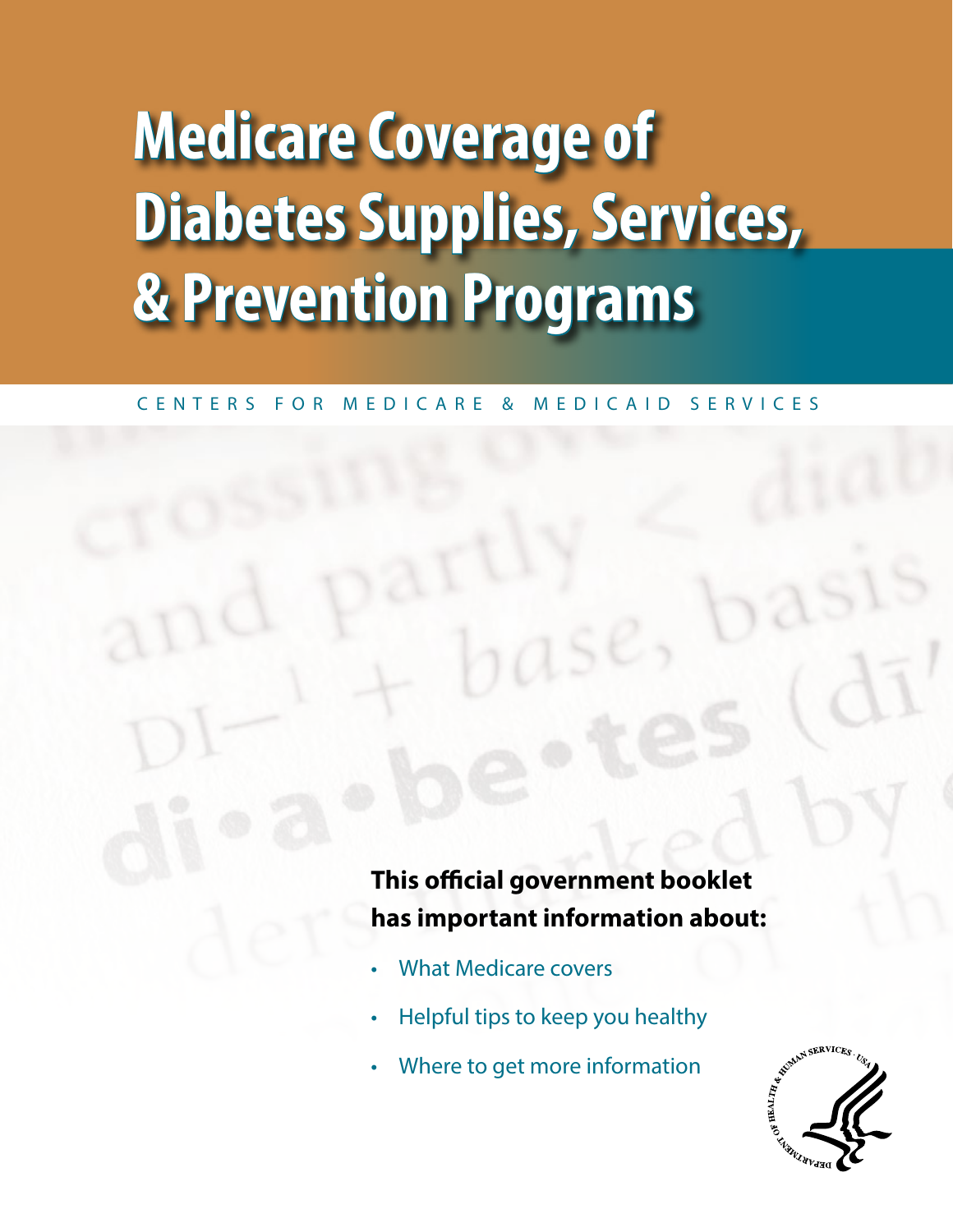# Medicare Coverage of Diabetes Supplies, Services, & Prevention Programs

CENTERS FOR MEDICARE & MEDICAID SERVICES

**This official government booklet has important information about:**

- What Medicare covers
- Helpful tips to keep you healthy
- Where to get more information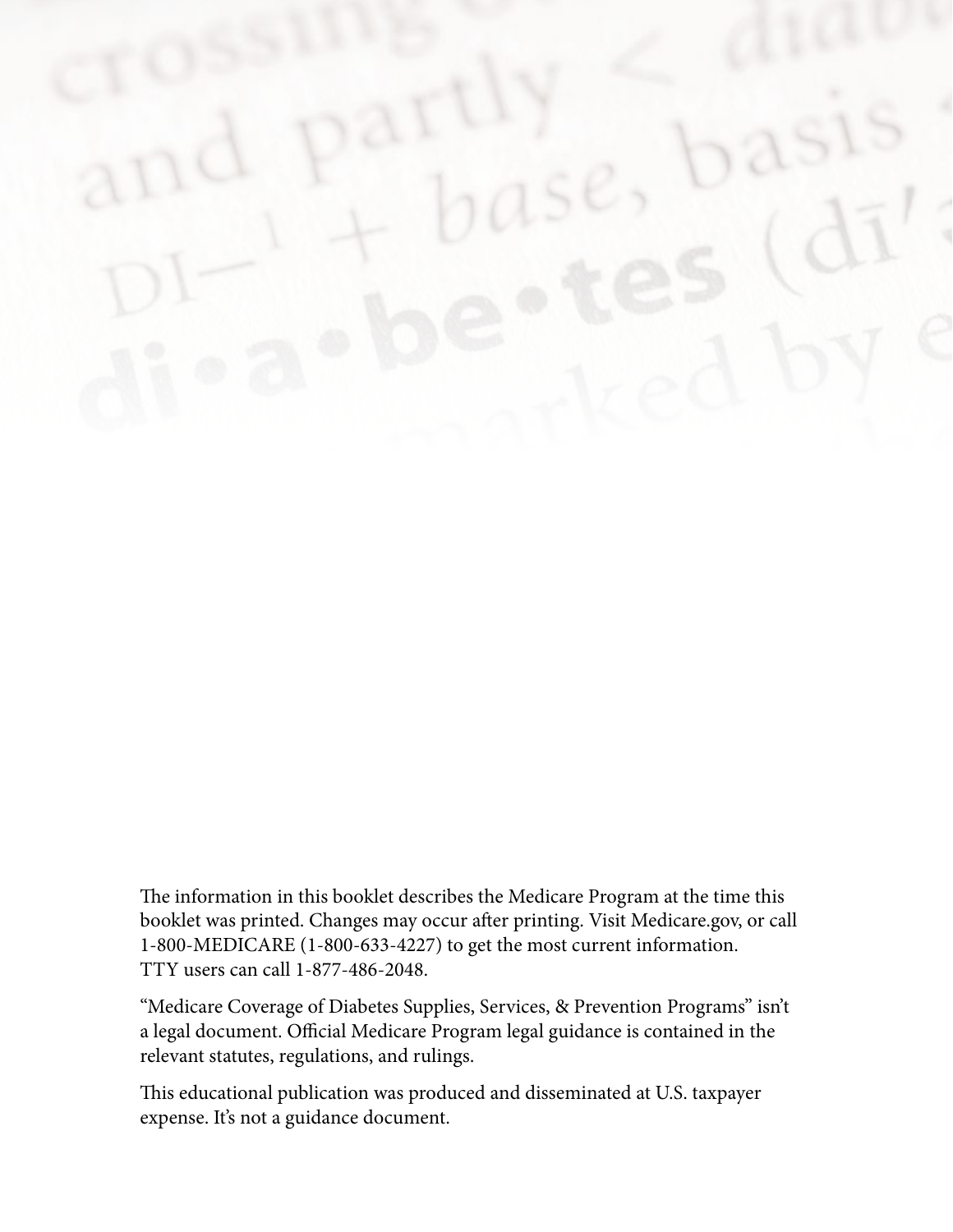The information in this booklet describes the Medicare Program at the time this booklet was printed. Changes may occur after printing. Visit Medicare.gov, or call 1-800-MEDICARE (1-800-633-4227) to get the most current information. TTY users can call 1-877-486-2048.

"Medicare Coverage of Diabetes Supplies, Services, & Prevention Programs" isn't a legal document. Official Medicare Program legal guidance is contained in the relevant statutes, regulations, and rulings.

This educational publication was produced and disseminated at U.S. taxpayer expense. It's not a guidance document.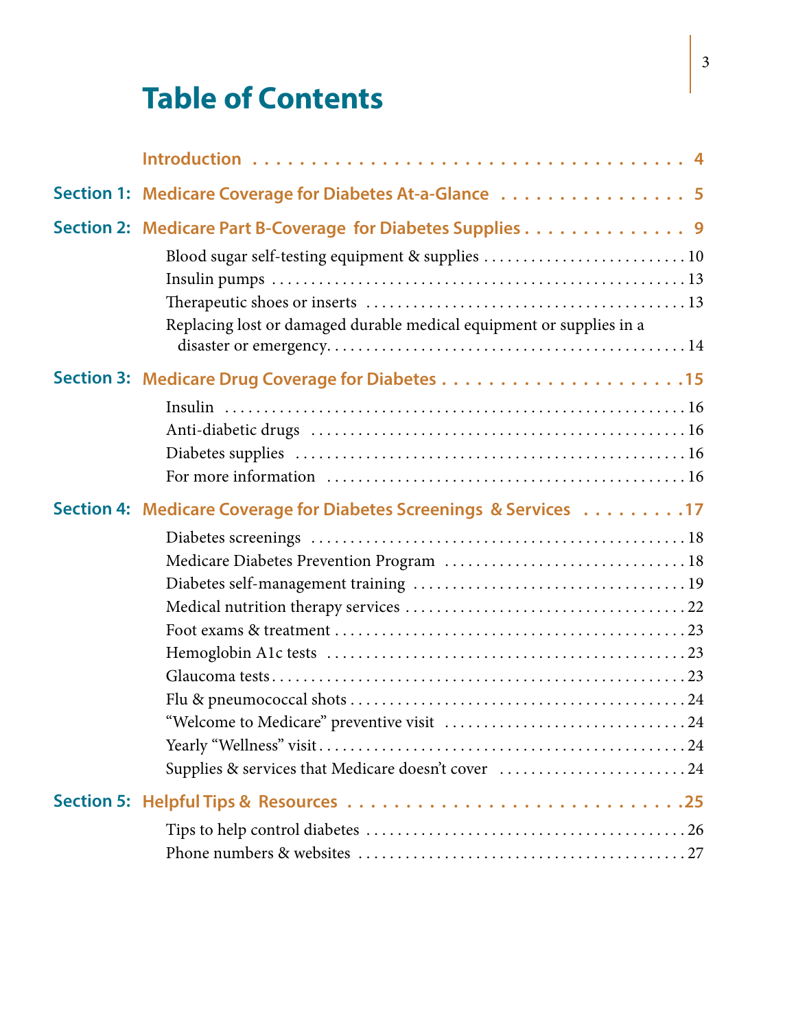# Table of Contents

**Introduction** .... 4

**Section 1: Medicare Coverage for Diabetes At-a-Glance** .... 5

**Section 2: Medicare Part B-Coverage for Diabetes Supplies** .... 9

- Blood sugar self-testing equipment & supplies .... 10
- Insulin pumps .... 13
- Therapeutic shoes or inserts .... 13
- Replacing lost or damaged durable medical equipment or supplies in a disaster or emergency .... 14

**Section 3: Medicare Drug Coverage for Diabetes** .... 15

- Insulin .... 16
- Anti-diabetic drugs .... 16
- Diabetes supplies .... 16
- For more information .... 16

**Section 4: Medicare Coverage for Diabetes Screenings & Services** .... 17

- Diabetes screenings .... 18
- Medicare Diabetes Prevention Program .... 18
- Diabetes self-management training .... 19
- Medical nutrition therapy services .... 22
- Foot exams & treatment .... 23
- Hemoglobin A1c tests .... 23
- Glaucoma tests .... 23
- Flu & pneumococcal shots .... 24
- "Welcome to Medicare" preventive visit .... 24
- Yearly "Wellness" visit .... 24
- Supplies & services that Medicare doesn't cover .... 24

**Section 5: Helpful Tips & Resources** .... 25

- Tips to help control diabetes .... 26
- Phone numbers & websites .... 27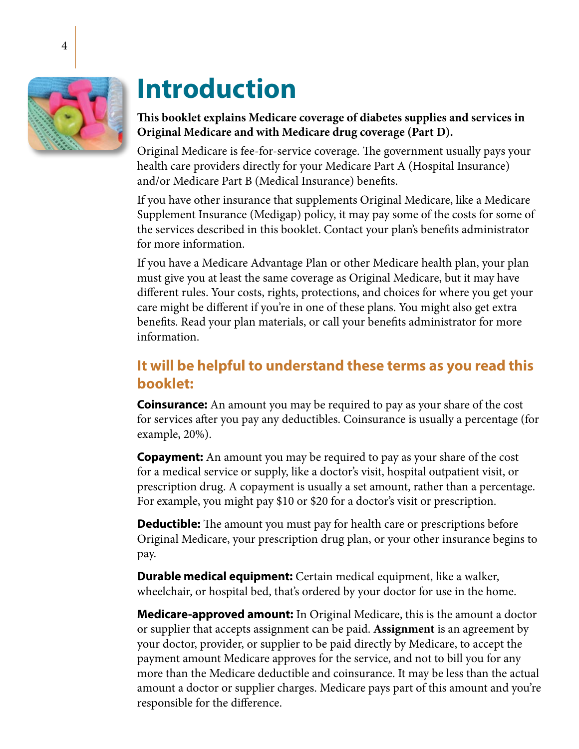# Introduction

**This booklet explains Medicare coverage of diabetes supplies and services in Original Medicare and with Medicare drug coverage (Part D).**

Original Medicare is fee-for-service coverage. The government usually pays your health care providers directly for your Medicare Part A (Hospital Insurance) and/or Medicare Part B (Medical Insurance) benefits.

If you have other insurance that supplements Original Medicare, like a Medicare Supplement Insurance (Medigap) policy, it may pay some of the costs for some of the services described in this booklet. Contact your plan's benefits administrator for more information.

If you have a Medicare Advantage Plan or other Medicare health plan, your plan must give you at least the same coverage as Original Medicare, but it may have different rules. Your costs, rights, protections, and choices for where you get your care might be different if you're in one of these plans. You might also get extra benefits. Read your plan materials, or call your benefits administrator for more information.

## It will be helpful to understand these terms as you read this booklet:

**Coinsurance:** An amount you may be required to pay as your share of the cost for services after you pay any deductibles. Coinsurance is usually a percentage (for example, 20%).

**Copayment:** An amount you may be required to pay as your share of the cost for a medical service or supply, like a doctor's visit, hospital outpatient visit, or prescription drug. A copayment is usually a set amount, rather than a percentage. For example, you might pay $10 or $20 for a doctor's visit or prescription.

**Deductible:** The amount you must pay for health care or prescriptions before Original Medicare, your prescription drug plan, or your other insurance begins to pay.

**Durable medical equipment:** Certain medical equipment, like a walker, wheelchair, or hospital bed, that's ordered by your doctor for use in the home.

**Medicare-approved amount:** In Original Medicare, this is the amount a doctor or supplier that accepts assignment can be paid. **Assignment** is an agreement by your doctor, provider, or supplier to be paid directly by Medicare, to accept the payment amount Medicare approves for the service, and not to bill you for any more than the Medicare deductible and coinsurance. It may be less than the actual amount a doctor or supplier charges. Medicare pays part of this amount and you're responsible for the difference.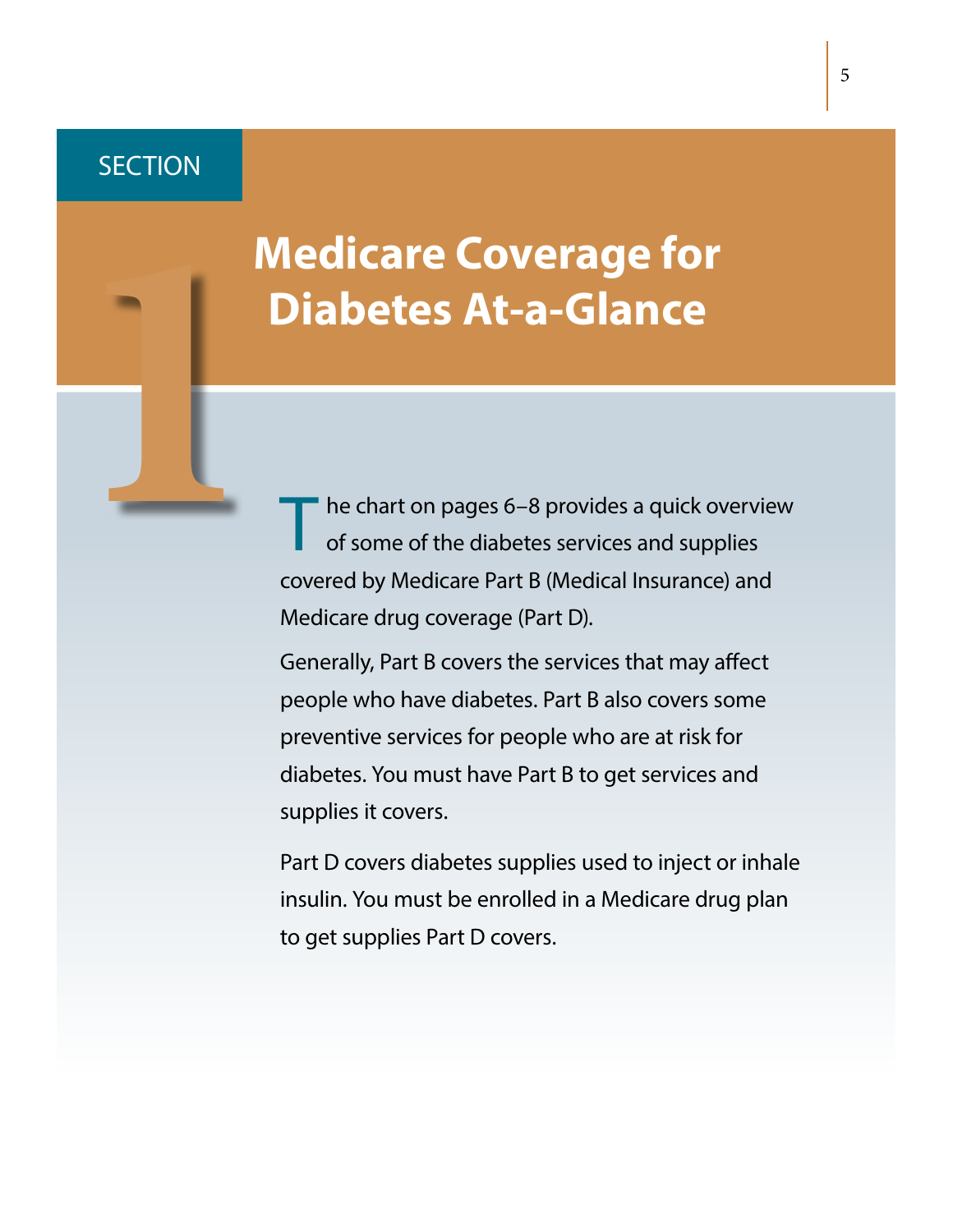SECTION 1

# Medicare Coverage for Diabetes At-a-Glance

The chart on pages 6–8 provides a quick overview of some of the diabetes services and supplies covered by Medicare Part B (Medical Insurance) and Medicare drug coverage (Part D).

Generally, Part B covers the services that may affect people who have diabetes. Part B also covers some preventive services for people who are at risk for diabetes. You must have Part B to get services and supplies it covers.

Part D covers diabetes supplies used to inject or inhale insulin. You must be enrolled in a Medicare drug plan to get supplies Part D covers.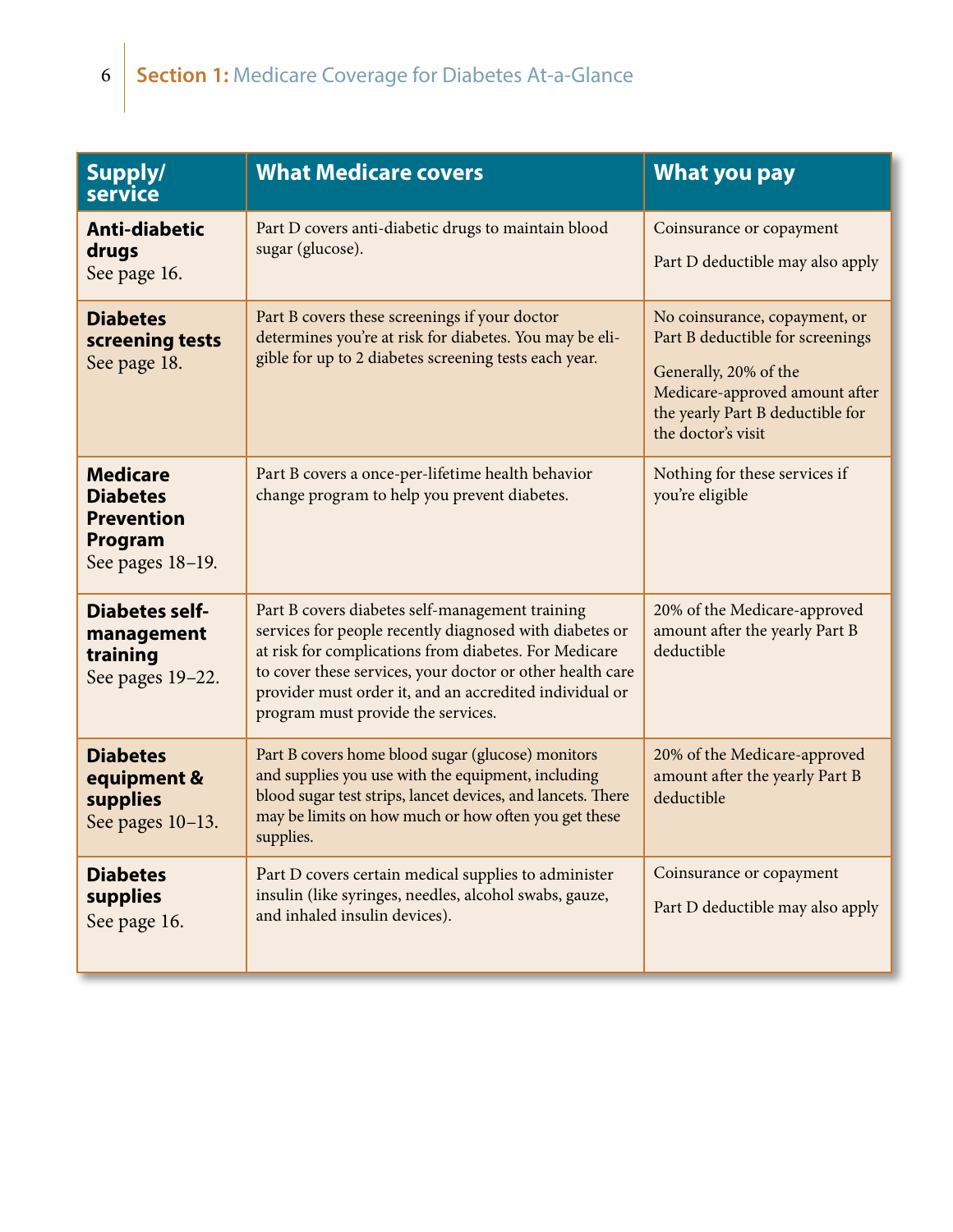## Section 1: Medicare Coverage for Diabetes At-a-Glance

| Supply/ service | What Medicare covers | What you pay |
|---|---|---|
| **Anti-diabetic drugs** See page 16. | Part D covers anti-diabetic drugs to maintain blood sugar (glucose). | Coinsurance or copayment<br><br>Part D deductible may also apply |
| **Diabetes screening tests** See page 18. | Part B covers these screenings if your doctor determines you're at risk for diabetes. You may be eligible for up to 2 diabetes screening tests each year. | No coinsurance, copayment, or Part B deductible for screenings<br><br>Generally, 20% of the Medicare-approved amount after the yearly Part B deductible for the doctor's visit |
| **Medicare Diabetes Prevention Program** See pages 18–19. | Part B covers a once-per-lifetime health behavior change program to help you prevent diabetes. | Nothing for these services if you're eligible |
| **Diabetes self-management training** See pages 19–22. | Part B covers diabetes self-management training services for people recently diagnosed with diabetes or at risk for complications from diabetes. For Medicare to cover these services, your doctor or other health care provider must order it, and an accredited individual or program must provide the services. | 20% of the Medicare-approved amount after the yearly Part B deductible |
| **Diabetes equipment & supplies** See pages 10–13. | Part B covers home blood sugar (glucose) monitors and supplies you use with the equipment, including blood sugar test strips, lancet devices, and lancets. There may be limits on how much or how often you get these supplies. | 20% of the Medicare-approved amount after the yearly Part B deductible |
| **Diabetes supplies** See page 16. | Part D covers certain medical supplies to administer insulin (like syringes, needles, alcohol swabs, gauze, and inhaled insulin devices). | Coinsurance or copayment<br><br>Part D deductible may also apply |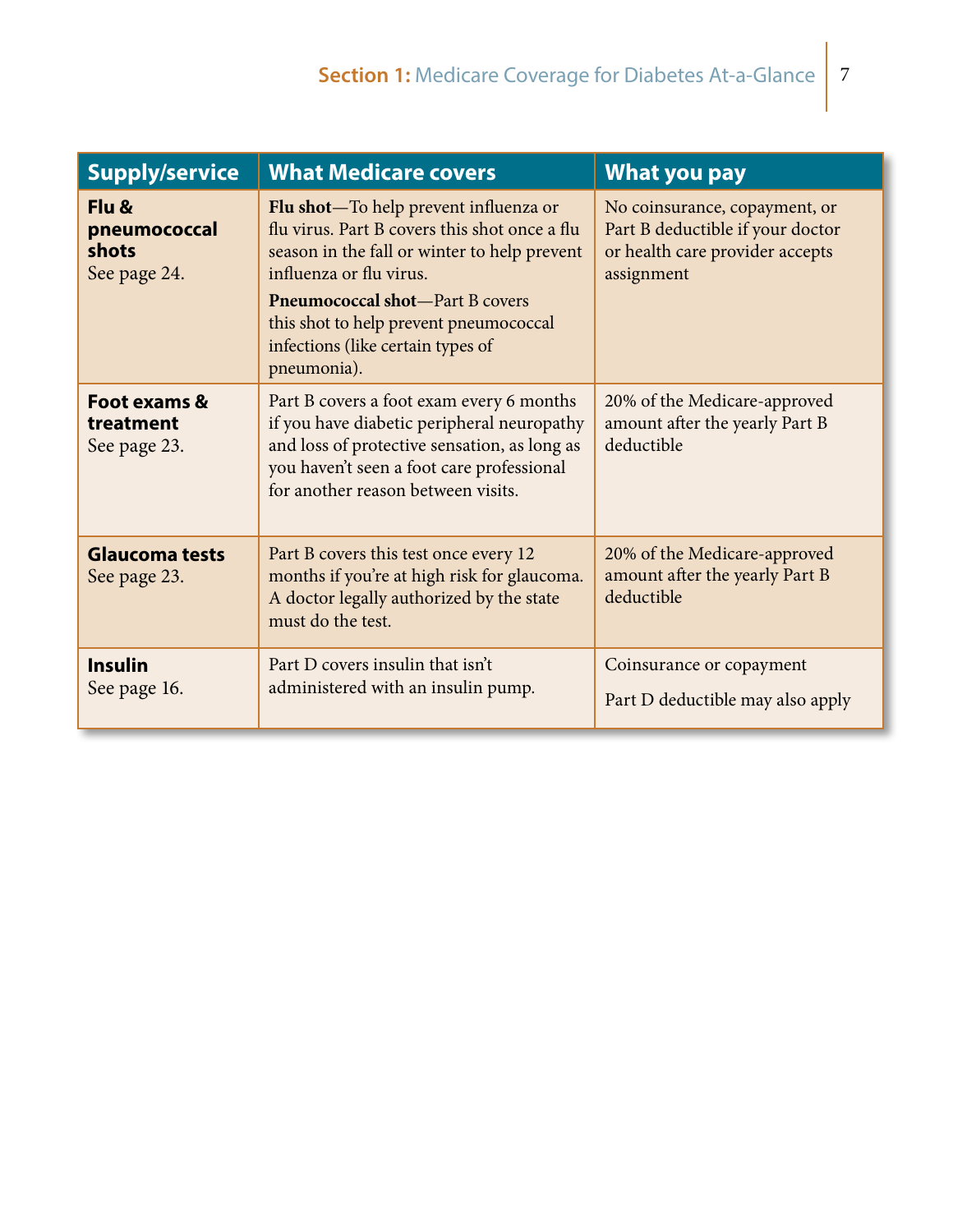| Supply/service | What Medicare covers | What you pay |
|---|---|---|
| **Flu & pneumococcal shots** See page 24. | **Flu shot**—To help prevent influenza or flu virus. Part B covers this shot once a flu season in the fall or winter to help prevent influenza or flu virus. **Pneumococcal shot**—Part B covers this shot to help prevent pneumococcal infections (like certain types of pneumonia). | No coinsurance, copayment, or Part B deductible if your doctor or health care provider accepts assignment |
| **Foot exams & treatment** See page 23. | Part B covers a foot exam every 6 months if you have diabetic peripheral neuropathy and loss of protective sensation, as long as you haven't seen a foot care professional for another reason between visits. | 20% of the Medicare-approved amount after the yearly Part B deductible |
| **Glaucoma tests** See page 23. | Part B covers this test once every 12 months if you're at high risk for glaucoma. A doctor legally authorized by the state must do the test. | 20% of the Medicare-approved amount after the yearly Part B deductible |
| **Insulin** See page 16. | Part D covers insulin that isn't administered with an insulin pump. | Coinsurance or copayment Part D deductible may also apply |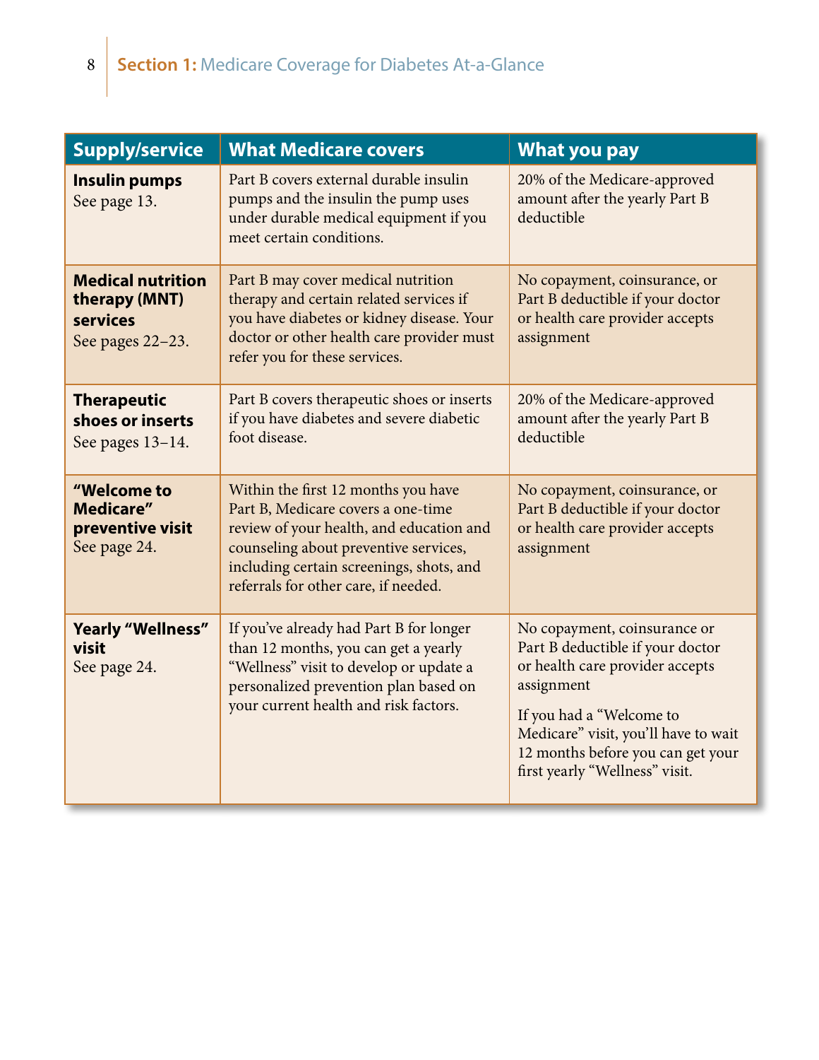| Supply/service | What Medicare covers | What you pay |
|---|---|---|
| **Insulin pumps** See page 13. | Part B covers external durable insulin pumps and the insulin the pump uses under durable medical equipment if you meet certain conditions. | 20% of the Medicare-approved amount after the yearly Part B deductible |
| **Medical nutrition therapy (MNT) services** See pages 22–23. | Part B may cover medical nutrition therapy and certain related services if you have diabetes or kidney disease. Your doctor or other health care provider must refer you for these services. | No copayment, coinsurance, or Part B deductible if your doctor or health care provider accepts assignment |
| **Therapeutic shoes or inserts** See pages 13–14. | Part B covers therapeutic shoes or inserts if you have diabetes and severe diabetic foot disease. | 20% of the Medicare-approved amount after the yearly Part B deductible |
| **"Welcome to Medicare" preventive visit** See page 24. | Within the first 12 months you have Part B, Medicare covers a one-time review of your health, and education and counseling about preventive services, including certain screenings, shots, and referrals for other care, if needed. | No copayment, coinsurance, or Part B deductible if your doctor or health care provider accepts assignment |
| **Yearly "Wellness" visit** See page 24. | If you've already had Part B for longer than 12 months, you can get a yearly "Wellness" visit to develop or update a personalized prevention plan based on your current health and risk factors. | No copayment, coinsurance or Part B deductible if your doctor or health care provider accepts assignment<br><br>If you had a "Welcome to Medicare" visit, you'll have to wait 12 months before you can get your first yearly "Wellness" visit. |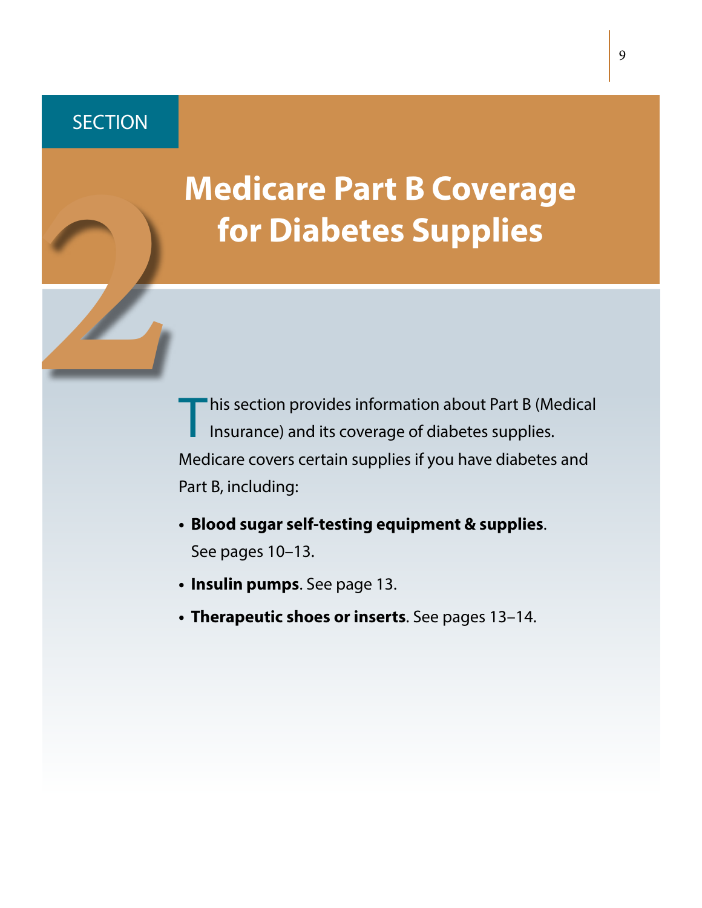SECTION 2

# Medicare Part B Coverage for Diabetes Supplies

This section provides information about Part B (Medical Insurance) and its coverage of diabetes supplies. Medicare covers certain supplies if you have diabetes and Part B, including:

- **Blood sugar self-testing equipment & supplies**. See pages 10–13.
- **Insulin pumps**. See page 13.
- **Therapeutic shoes or inserts**. See pages 13–14.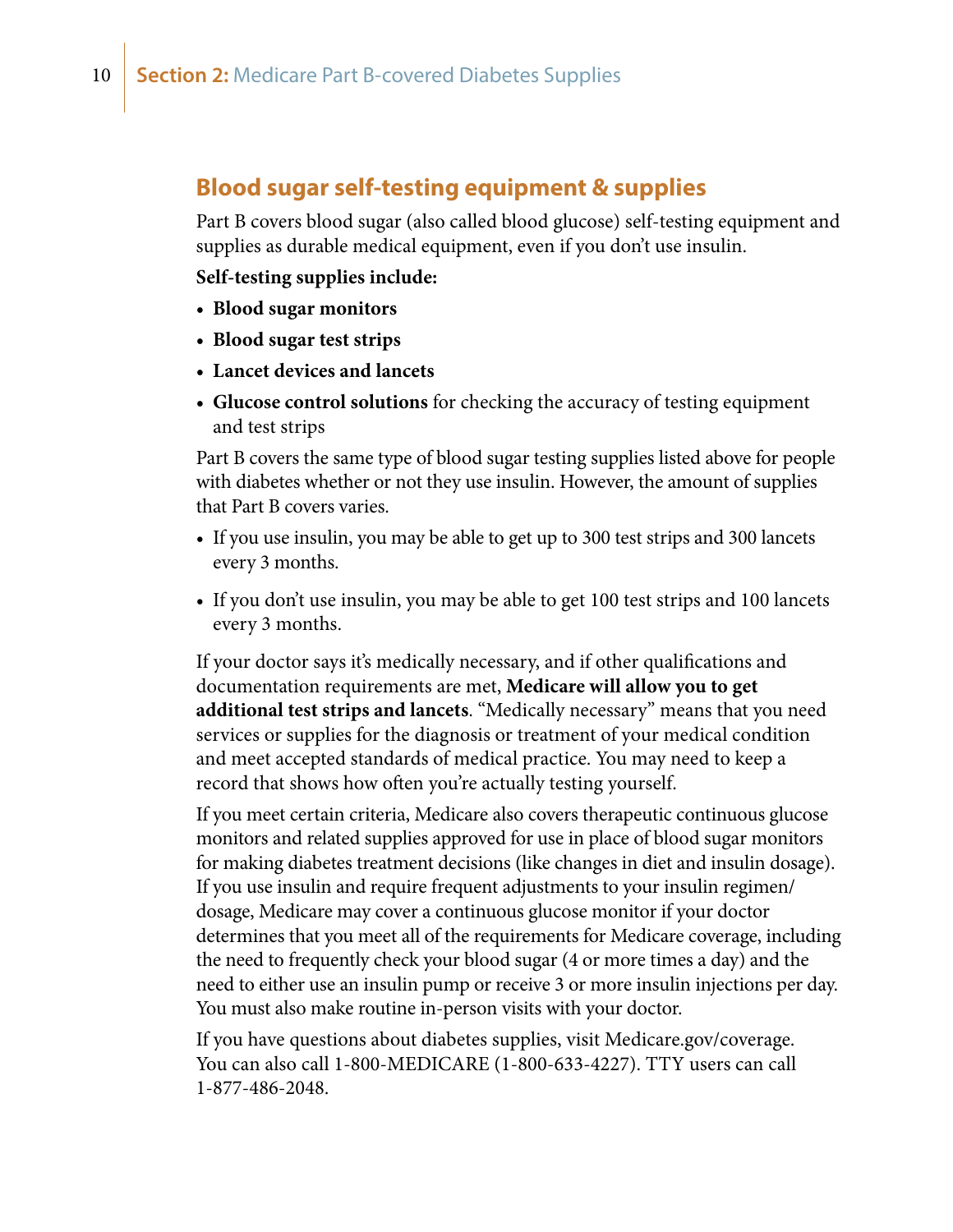## Blood sugar self-testing equipment & supplies

Part B covers blood sugar (also called blood glucose) self-testing equipment and supplies as durable medical equipment, even if you don't use insulin.

**Self-testing supplies include:**

- **Blood sugar monitors**
- **Blood sugar test strips**
- **Lancet devices and lancets**
- **Glucose control solutions** for checking the accuracy of testing equipment and test strips

Part B covers the same type of blood sugar testing supplies listed above for people with diabetes whether or not they use insulin. However, the amount of supplies that Part B covers varies.

- If you use insulin, you may be able to get up to 300 test strips and 300 lancets every 3 months.
- If you don't use insulin, you may be able to get 100 test strips and 100 lancets every 3 months.

If your doctor says it's medically necessary, and if other qualifications and documentation requirements are met, **Medicare will allow you to get additional test strips and lancets**. "Medically necessary" means that you need services or supplies for the diagnosis or treatment of your medical condition and meet accepted standards of medical practice. You may need to keep a record that shows how often you're actually testing yourself.

If you meet certain criteria, Medicare also covers therapeutic continuous glucose monitors and related supplies approved for use in place of blood sugar monitors for making diabetes treatment decisions (like changes in diet and insulin dosage). If you use insulin and require frequent adjustments to your insulin regimen/dosage, Medicare may cover a continuous glucose monitor if your doctor determines that you meet all of the requirements for Medicare coverage, including the need to frequently check your blood sugar (4 or more times a day) and the need to either use an insulin pump or receive 3 or more insulin injections per day. You must also make routine in-person visits with your doctor.

If you have questions about diabetes supplies, visit Medicare.gov/coverage. You can also call 1-800-MEDICARE (1-800-633-4227). TTY users can call 1-877-486-2048.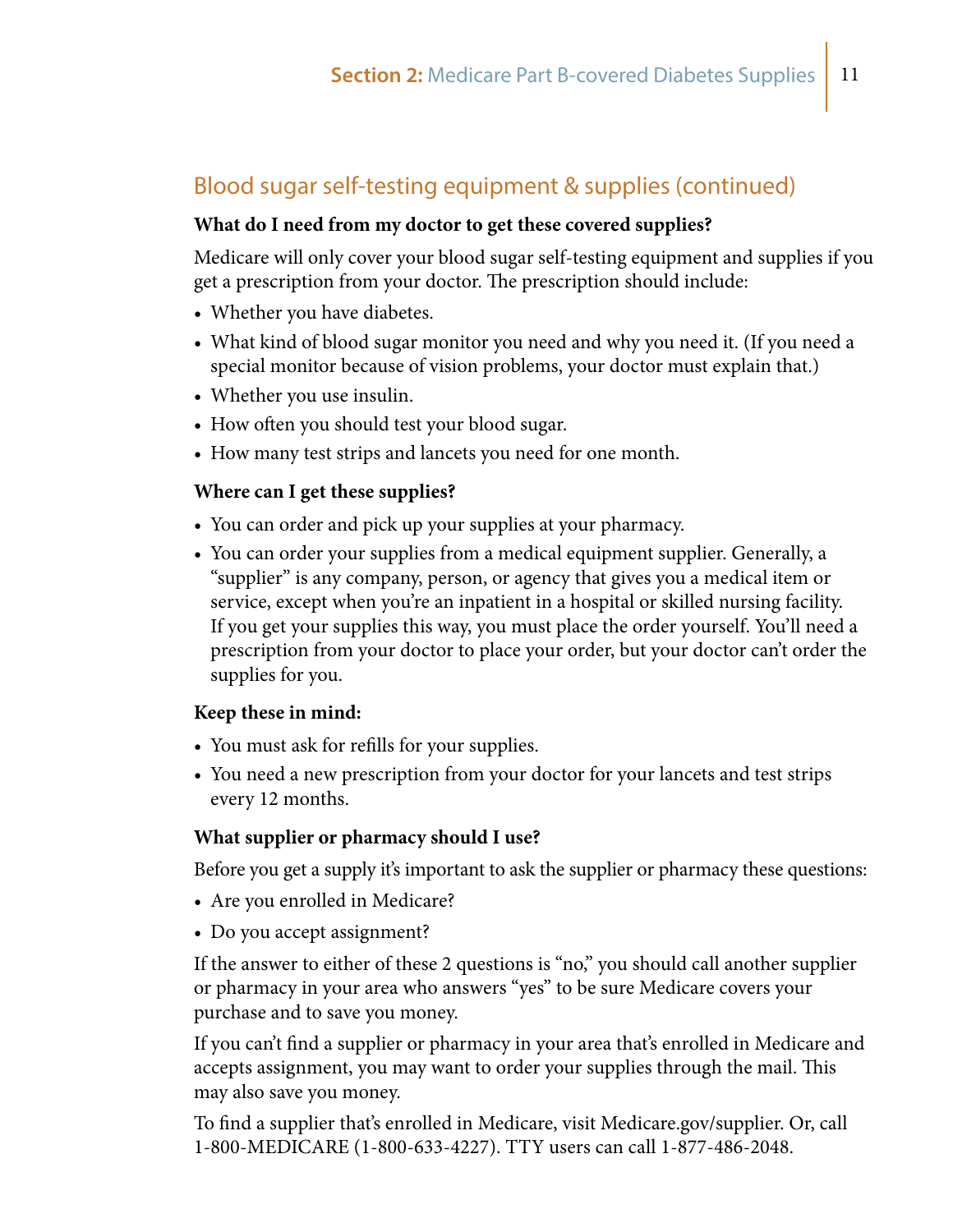## Blood sugar self-testing equipment & supplies (continued)

**What do I need from my doctor to get these covered supplies?**

Medicare will only cover your blood sugar self-testing equipment and supplies if you get a prescription from your doctor. The prescription should include:

- Whether you have diabetes.
- What kind of blood sugar monitor you need and why you need it. (If you need a special monitor because of vision problems, your doctor must explain that.)
- Whether you use insulin.
- How often you should test your blood sugar.
- How many test strips and lancets you need for one month.

**Where can I get these supplies?**

- You can order and pick up your supplies at your pharmacy.
- You can order your supplies from a medical equipment supplier. Generally, a "supplier" is any company, person, or agency that gives you a medical item or service, except when you're an inpatient in a hospital or skilled nursing facility. If you get your supplies this way, you must place the order yourself. You'll need a prescription from your doctor to place your order, but your doctor can't order the supplies for you.

**Keep these in mind:**

- You must ask for refills for your supplies.
- You need a new prescription from your doctor for your lancets and test strips every 12 months.

**What supplier or pharmacy should I use?**

Before you get a supply it's important to ask the supplier or pharmacy these questions:

- Are you enrolled in Medicare?
- Do you accept assignment?

If the answer to either of these 2 questions is "no," you should call another supplier or pharmacy in your area who answers "yes" to be sure Medicare covers your purchase and to save you money.

If you can't find a supplier or pharmacy in your area that's enrolled in Medicare and accepts assignment, you may want to order your supplies through the mail. This may also save you money.

To find a supplier that's enrolled in Medicare, visit Medicare.gov/supplier. Or, call 1-800-MEDICARE (1-800-633-4227). TTY users can call 1-877-486-2048.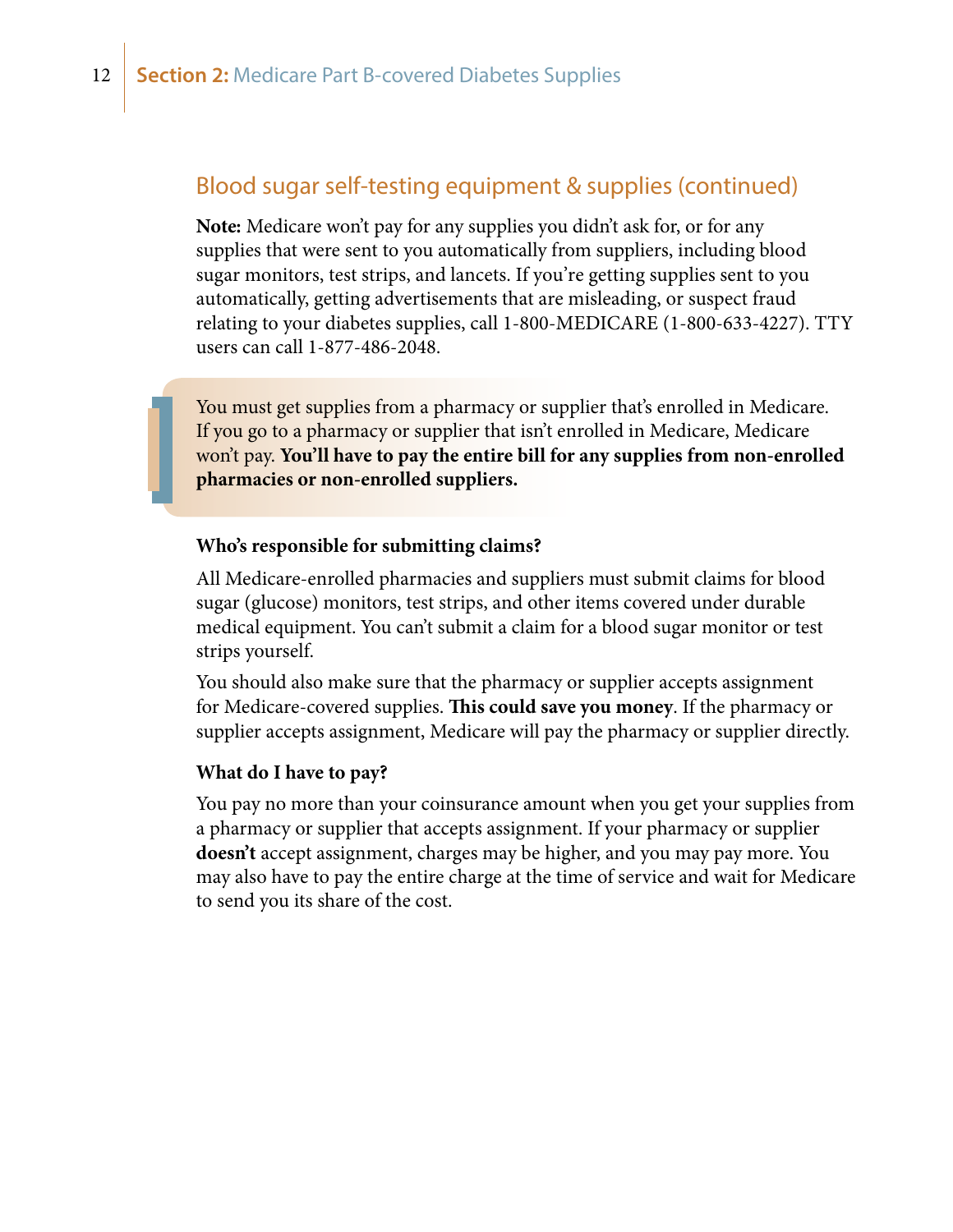## Blood sugar self-testing equipment & supplies (continued)

**Note:** Medicare won't pay for any supplies you didn't ask for, or for any supplies that were sent to you automatically from suppliers, including blood sugar monitors, test strips, and lancets. If you're getting supplies sent to you automatically, getting advertisements that are misleading, or suspect fraud relating to your diabetes supplies, call 1-800-MEDICARE (1-800-633-4227). TTY users can call 1-877-486-2048.

> You must get supplies from a pharmacy or supplier that's enrolled in Medicare. If you go to a pharmacy or supplier that isn't enrolled in Medicare, Medicare won't pay. **You'll have to pay the entire bill for any supplies from non-enrolled pharmacies or non-enrolled suppliers.**

### Who's responsible for submitting claims?

All Medicare-enrolled pharmacies and suppliers must submit claims for blood sugar (glucose) monitors, test strips, and other items covered under durable medical equipment. You can't submit a claim for a blood sugar monitor or test strips yourself.

You should also make sure that the pharmacy or supplier accepts assignment for Medicare-covered supplies. **This could save you money**. If the pharmacy or supplier accepts assignment, Medicare will pay the pharmacy or supplier directly.

### What do I have to pay?

You pay no more than your coinsurance amount when you get your supplies from a pharmacy or supplier that accepts assignment. If your pharmacy or supplier **doesn't** accept assignment, charges may be higher, and you may pay more. You may also have to pay the entire charge at the time of service and wait for Medicare to send you its share of the cost.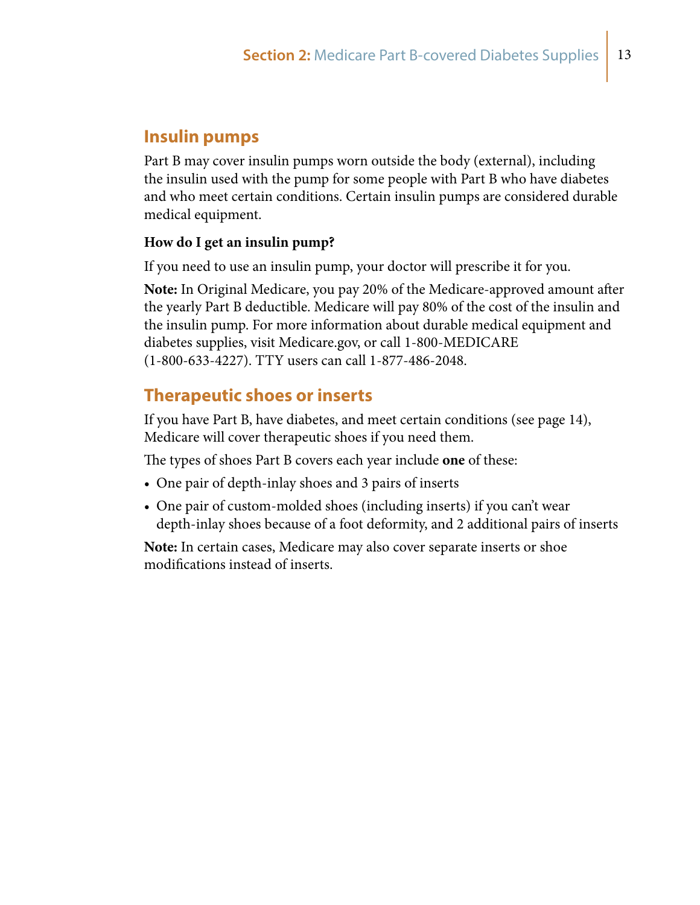## Insulin pumps

Part B may cover insulin pumps worn outside the body (external), including the insulin used with the pump for some people with Part B who have diabetes and who meet certain conditions. Certain insulin pumps are considered durable medical equipment.

**How do I get an insulin pump?**

If you need to use an insulin pump, your doctor will prescribe it for you.

**Note:** In Original Medicare, you pay 20% of the Medicare-approved amount after the yearly Part B deductible. Medicare will pay 80% of the cost of the insulin and the insulin pump. For more information about durable medical equipment and diabetes supplies, visit Medicare.gov, or call 1-800-MEDICARE (1-800-633-4227). TTY users can call 1-877-486-2048.

## Therapeutic shoes or inserts

If you have Part B, have diabetes, and meet certain conditions (see page 14), Medicare will cover therapeutic shoes if you need them.

The types of shoes Part B covers each year include **one** of these:

- One pair of depth-inlay shoes and 3 pairs of inserts
- One pair of custom-molded shoes (including inserts) if you can't wear depth-inlay shoes because of a foot deformity, and 2 additional pairs of inserts

**Note:** In certain cases, Medicare may also cover separate inserts or shoe modifications instead of inserts.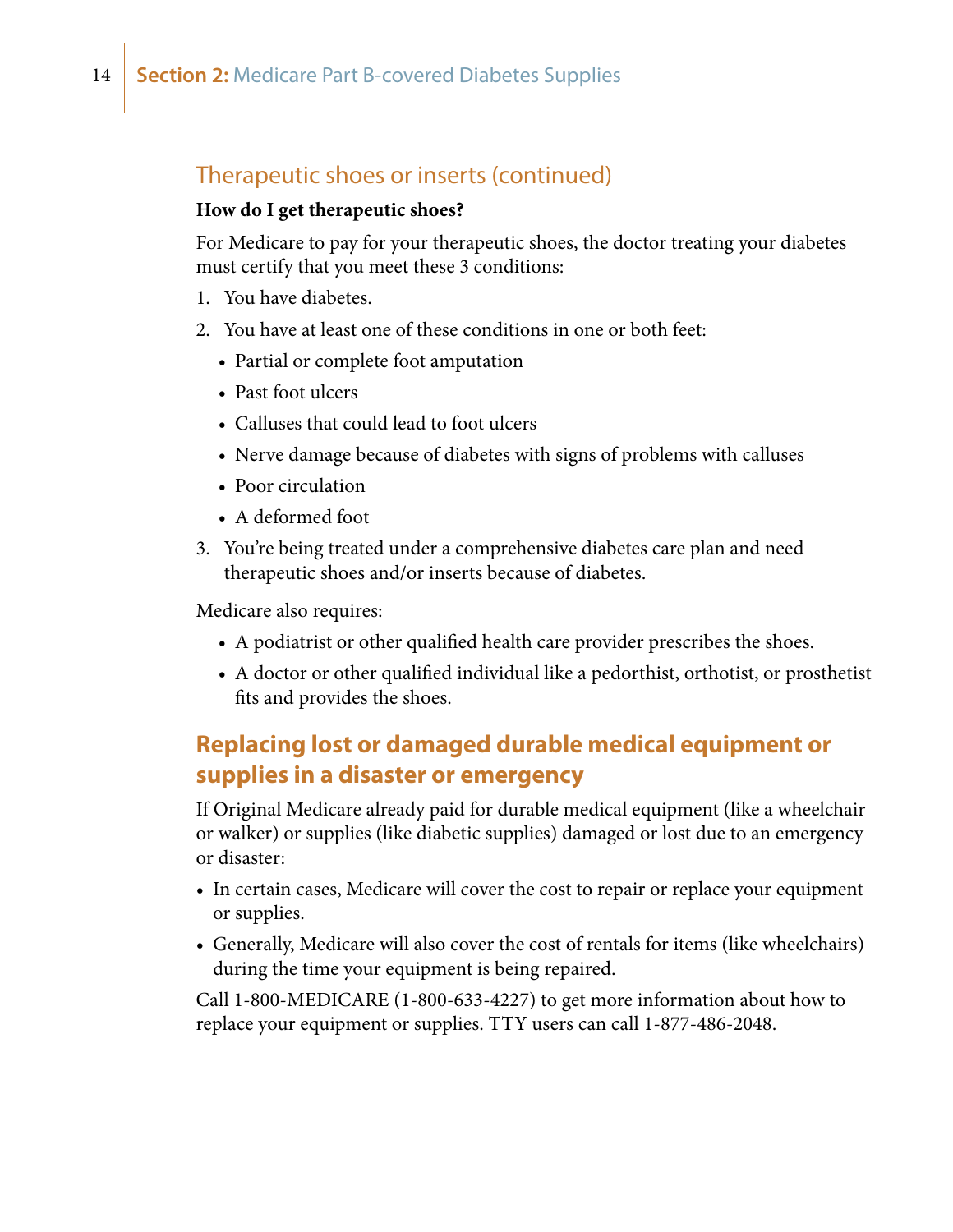### Therapeutic shoes or inserts (continued)

**How do I get therapeutic shoes?**

For Medicare to pay for your therapeutic shoes, the doctor treating your diabetes must certify that you meet these 3 conditions:

1. You have diabetes.
2. You have at least one of these conditions in one or both feet:
   - Partial or complete foot amputation
   - Past foot ulcers
   - Calluses that could lead to foot ulcers
   - Nerve damage because of diabetes with signs of problems with calluses
   - Poor circulation
   - A deformed foot
3. You're being treated under a comprehensive diabetes care plan and need therapeutic shoes and/or inserts because of diabetes.

Medicare also requires:

- A podiatrist or other qualified health care provider prescribes the shoes.
- A doctor or other qualified individual like a pedorthist, orthotist, or prosthetist fits and provides the shoes.

## Replacing lost or damaged durable medical equipment or supplies in a disaster or emergency

If Original Medicare already paid for durable medical equipment (like a wheelchair or walker) or supplies (like diabetic supplies) damaged or lost due to an emergency or disaster:

- In certain cases, Medicare will cover the cost to repair or replace your equipment or supplies.
- Generally, Medicare will also cover the cost of rentals for items (like wheelchairs) during the time your equipment is being repaired.

Call 1-800-MEDICARE (1-800-633-4227) to get more information about how to replace your equipment or supplies. TTY users can call 1-877-486-2048.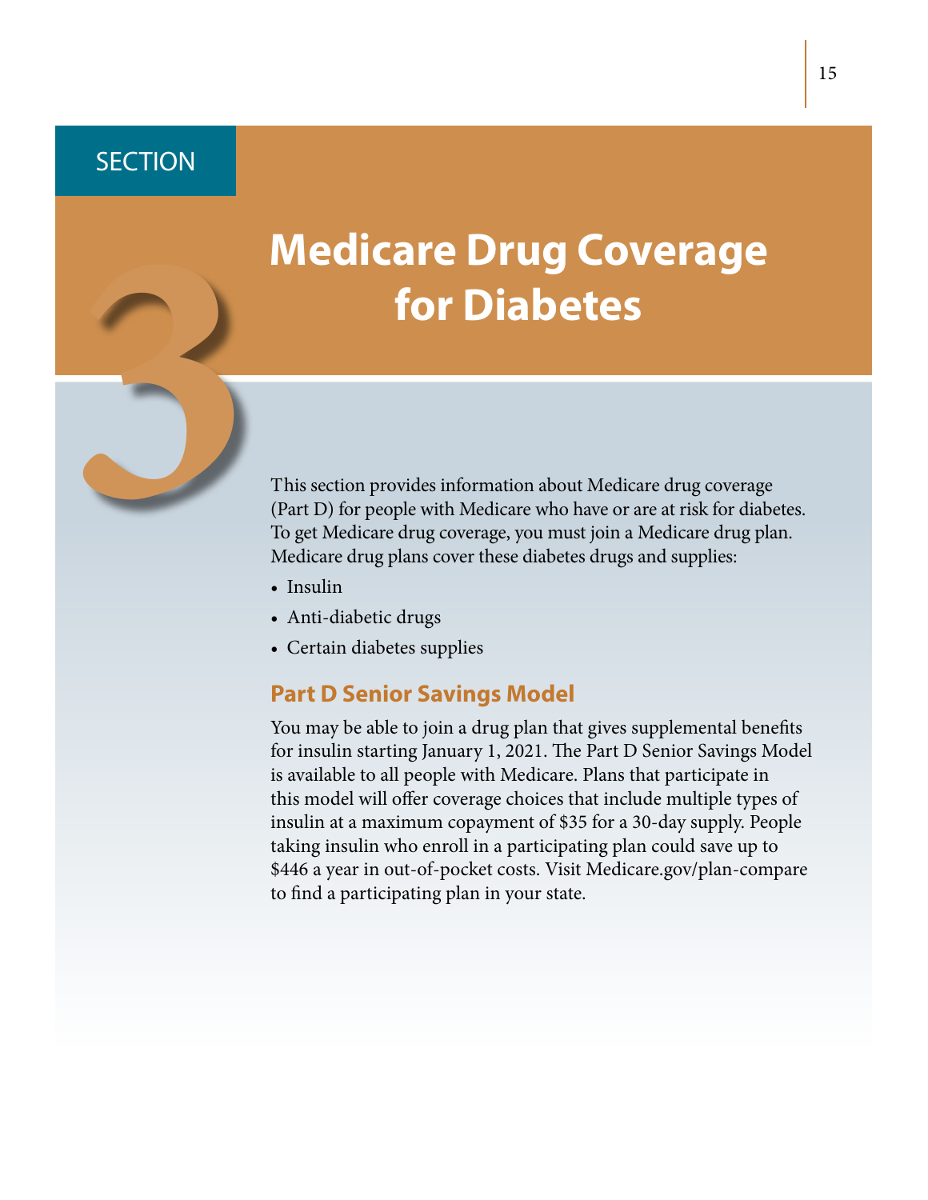SECTION 3

# Medicare Drug Coverage for Diabetes

This section provides information about Medicare drug coverage (Part D) for people with Medicare who have or are at risk for diabetes. To get Medicare drug coverage, you must join a Medicare drug plan. Medicare drug plans cover these diabetes drugs and supplies:

- Insulin
- Anti-diabetic drugs
- Certain diabetes supplies

## Part D Senior Savings Model

You may be able to join a drug plan that gives supplemental benefits for insulin starting January 1, 2021. The Part D Senior Savings Model is available to all people with Medicare. Plans that participate in this model will offer coverage choices that include multiple types of insulin at a maximum copayment of $35 for a 30-day supply. People taking insulin who enroll in a participating plan could save up to $446 a year in out-of-pocket costs. Visit Medicare.gov/plan-compare to find a participating plan in your state.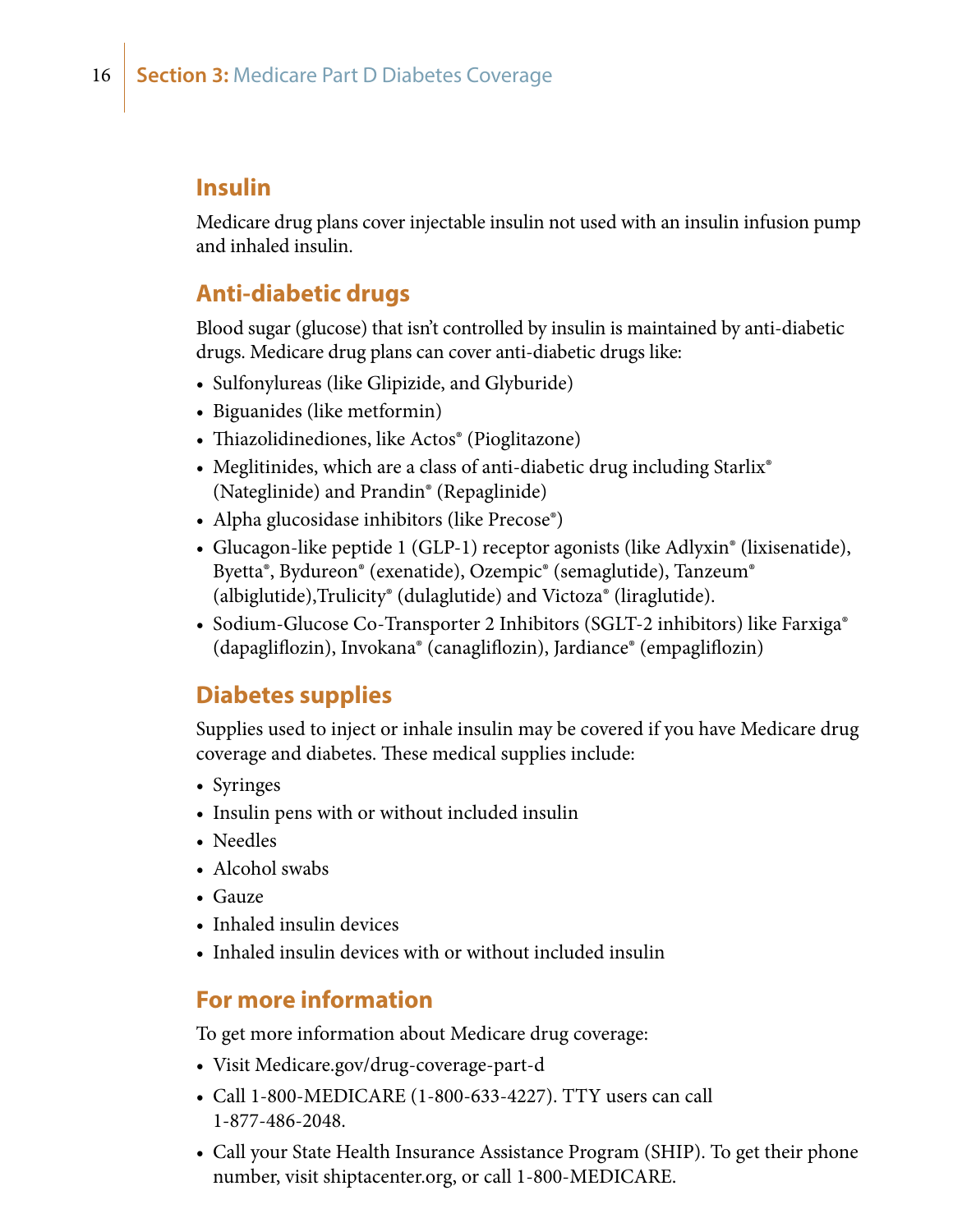## Insulin

Medicare drug plans cover injectable insulin not used with an insulin infusion pump and inhaled insulin.

## Anti-diabetic drugs

Blood sugar (glucose) that isn't controlled by insulin is maintained by anti-diabetic drugs. Medicare drug plans can cover anti-diabetic drugs like:

- Sulfonylureas (like Glipizide, and Glyburide)
- Biguanides (like metformin)
- Thiazolidinediones, like Actos® (Pioglitazone)
- Meglitinides, which are a class of anti-diabetic drug including Starlix® (Nateglinide) and Prandin® (Repaglinide)
- Alpha glucosidase inhibitors (like Precose®)
- Glucagon-like peptide 1 (GLP-1) receptor agonists (like Adlyxin® (lixisenatide), Byetta®, Bydureon® (exenatide), Ozempic® (semaglutide), Tanzeum® (albiglutide),Trulicity® (dulaglutide) and Victoza® (liraglutide).
- Sodium-Glucose Co-Transporter 2 Inhibitors (SGLT-2 inhibitors) like Farxiga® (dapagliflozin), Invokana® (canagliflozin), Jardiance® (empagliflozin)

## Diabetes supplies

Supplies used to inject or inhale insulin may be covered if you have Medicare drug coverage and diabetes. These medical supplies include:

- Syringes
- Insulin pens with or without included insulin
- Needles
- Alcohol swabs
- Gauze
- Inhaled insulin devices
- Inhaled insulin devices with or without included insulin

## For more information

To get more information about Medicare drug coverage:

- Visit Medicare.gov/drug-coverage-part-d
- Call 1-800-MEDICARE (1-800-633-4227). TTY users can call 1-877-486-2048.
- Call your State Health Insurance Assistance Program (SHIP). To get their phone number, visit shiptacenter.org, or call 1-800-MEDICARE.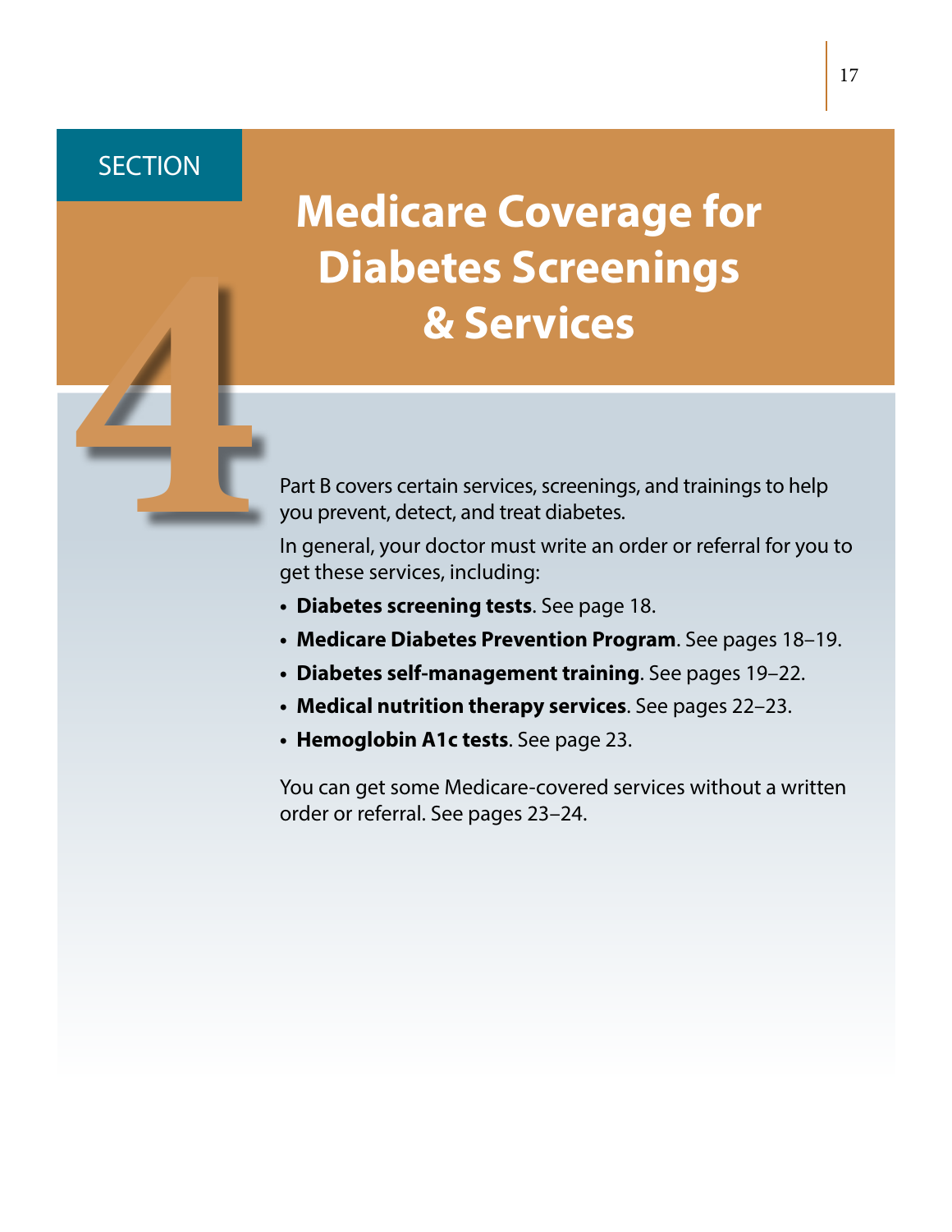# SECTION 4

# Medicare Coverage for Diabetes Screenings & Services

Part B covers certain services, screenings, and trainings to help you prevent, detect, and treat diabetes.

In general, your doctor must write an order or referral for you to get these services, including:

- **Diabetes screening tests**. See page 18.
- **Medicare Diabetes Prevention Program**. See pages 18–19.
- **Diabetes self-management training**. See pages 19–22.
- **Medical nutrition therapy services**. See pages 22–23.
- **Hemoglobin A1c tests**. See page 23.

You can get some Medicare-covered services without a written order or referral. See pages 23–24.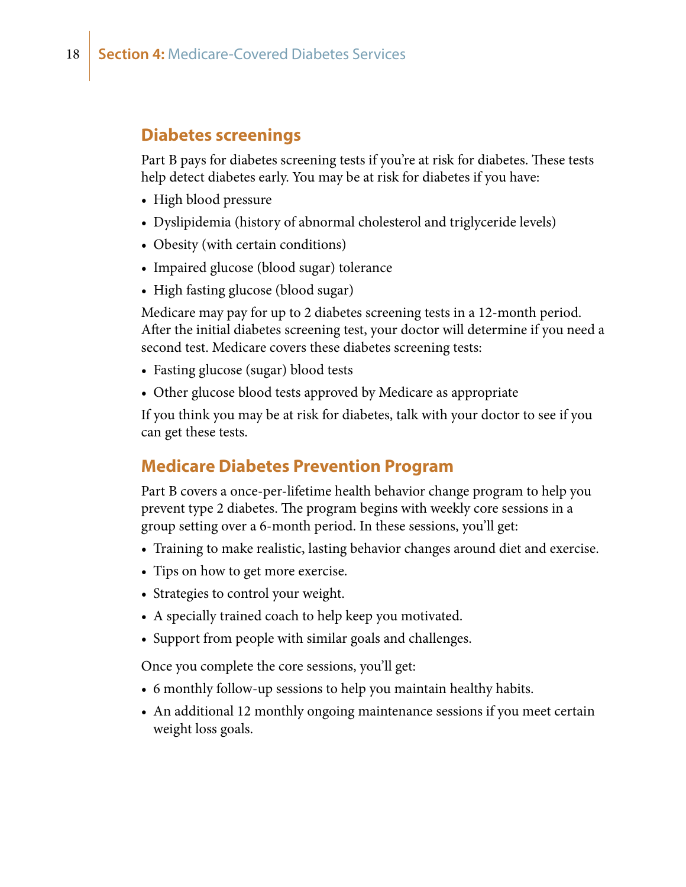## Diabetes screenings

Part B pays for diabetes screening tests if you're at risk for diabetes. These tests help detect diabetes early. You may be at risk for diabetes if you have:

- High blood pressure
- Dyslipidemia (history of abnormal cholesterol and triglyceride levels)
- Obesity (with certain conditions)
- Impaired glucose (blood sugar) tolerance
- High fasting glucose (blood sugar)

Medicare may pay for up to 2 diabetes screening tests in a 12-month period. After the initial diabetes screening test, your doctor will determine if you need a second test. Medicare covers these diabetes screening tests:

- Fasting glucose (sugar) blood tests
- Other glucose blood tests approved by Medicare as appropriate

If you think you may be at risk for diabetes, talk with your doctor to see if you can get these tests.

## Medicare Diabetes Prevention Program

Part B covers a once-per-lifetime health behavior change program to help you prevent type 2 diabetes. The program begins with weekly core sessions in a group setting over a 6-month period. In these sessions, you'll get:

- Training to make realistic, lasting behavior changes around diet and exercise.
- Tips on how to get more exercise.
- Strategies to control your weight.
- A specially trained coach to help keep you motivated.
- Support from people with similar goals and challenges.

Once you complete the core sessions, you'll get:

- 6 monthly follow-up sessions to help you maintain healthy habits.
- An additional 12 monthly ongoing maintenance sessions if you meet certain weight loss goals.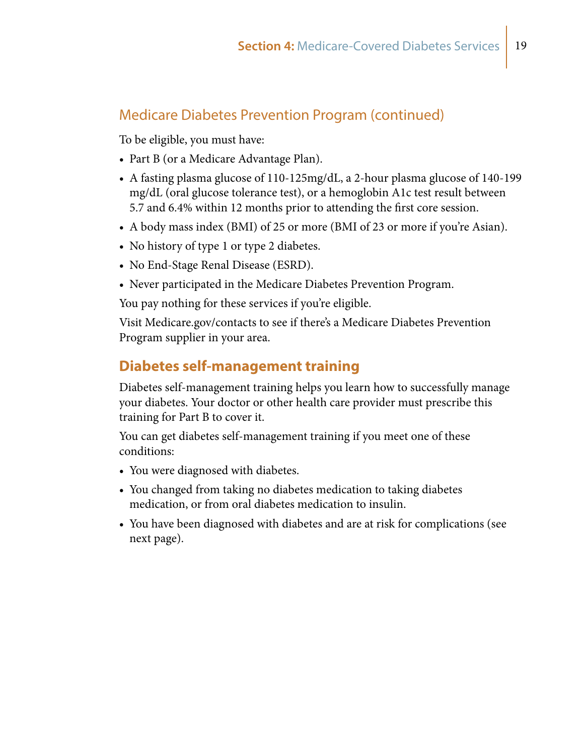## Medicare Diabetes Prevention Program (continued)

To be eligible, you must have:

- Part B (or a Medicare Advantage Plan).
- A fasting plasma glucose of 110-125mg/dL, a 2-hour plasma glucose of 140-199 mg/dL (oral glucose tolerance test), or a hemoglobin A1c test result between 5.7 and 6.4% within 12 months prior to attending the first core session.
- A body mass index (BMI) of 25 or more (BMI of 23 or more if you're Asian).
- No history of type 1 or type 2 diabetes.
- No End-Stage Renal Disease (ESRD).
- Never participated in the Medicare Diabetes Prevention Program.

You pay nothing for these services if you're eligible.

Visit Medicare.gov/contacts to see if there's a Medicare Diabetes Prevention Program supplier in your area.

## Diabetes self-management training

Diabetes self-management training helps you learn how to successfully manage your diabetes. Your doctor or other health care provider must prescribe this training for Part B to cover it.

You can get diabetes self-management training if you meet one of these conditions:

- You were diagnosed with diabetes.
- You changed from taking no diabetes medication to taking diabetes medication, or from oral diabetes medication to insulin.
- You have been diagnosed with diabetes and are at risk for complications (see next page).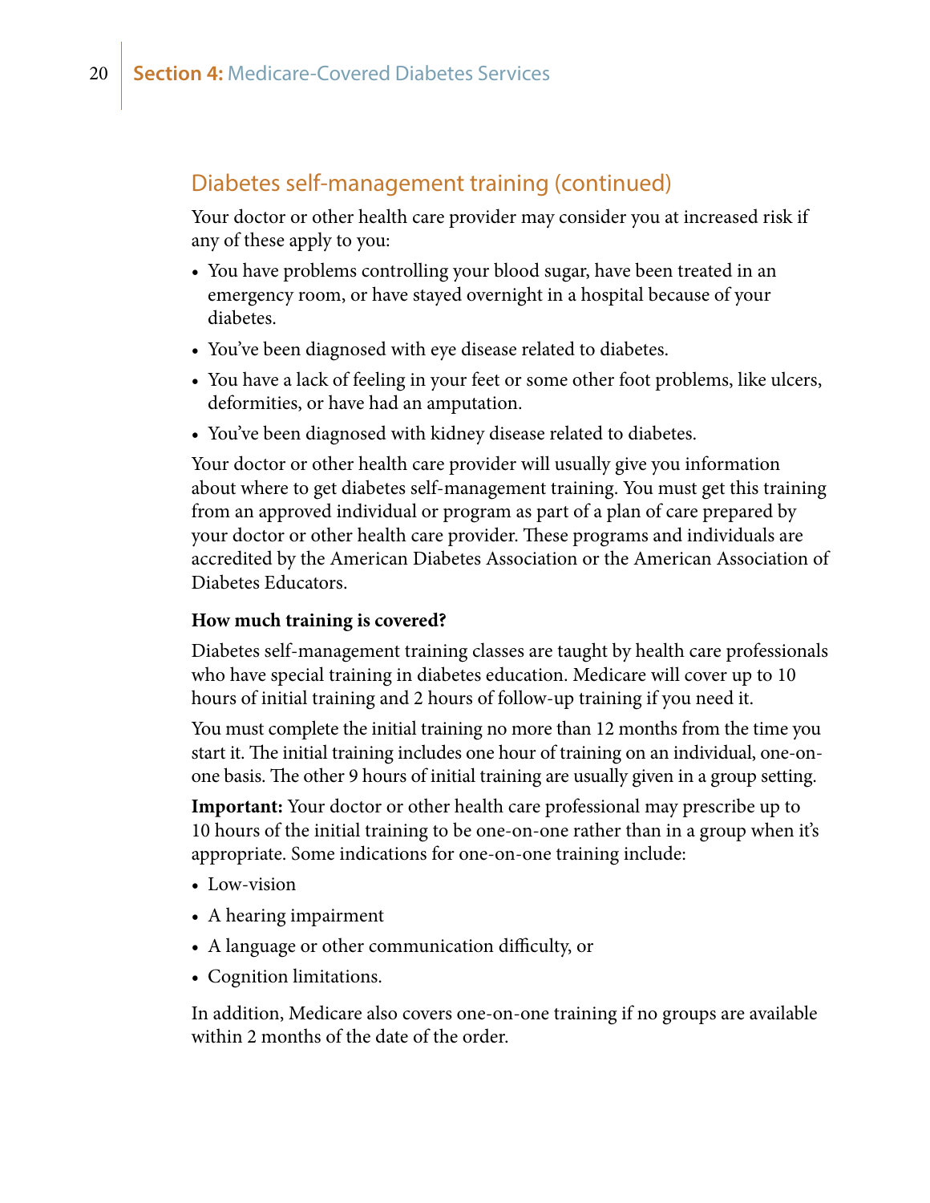## Diabetes self-management training (continued)

Your doctor or other health care provider may consider you at increased risk if any of these apply to you:

- You have problems controlling your blood sugar, have been treated in an emergency room, or have stayed overnight in a hospital because of your diabetes.
- You've been diagnosed with eye disease related to diabetes.
- You have a lack of feeling in your feet or some other foot problems, like ulcers, deformities, or have had an amputation.
- You've been diagnosed with kidney disease related to diabetes.

Your doctor or other health care provider will usually give you information about where to get diabetes self-management training. You must get this training from an approved individual or program as part of a plan of care prepared by your doctor or other health care provider. These programs and individuals are accredited by the American Diabetes Association or the American Association of Diabetes Educators.

**How much training is covered?**

Diabetes self-management training classes are taught by health care professionals who have special training in diabetes education. Medicare will cover up to 10 hours of initial training and 2 hours of follow-up training if you need it.

You must complete the initial training no more than 12 months from the time you start it. The initial training includes one hour of training on an individual, one-on-one basis. The other 9 hours of initial training are usually given in a group setting.

**Important:** Your doctor or other health care professional may prescribe up to 10 hours of the initial training to be one-on-one rather than in a group when it's appropriate. Some indications for one-on-one training include:

- Low-vision
- A hearing impairment
- A language or other communication difficulty, or
- Cognition limitations.

In addition, Medicare also covers one-on-one training if no groups are available within 2 months of the date of the order.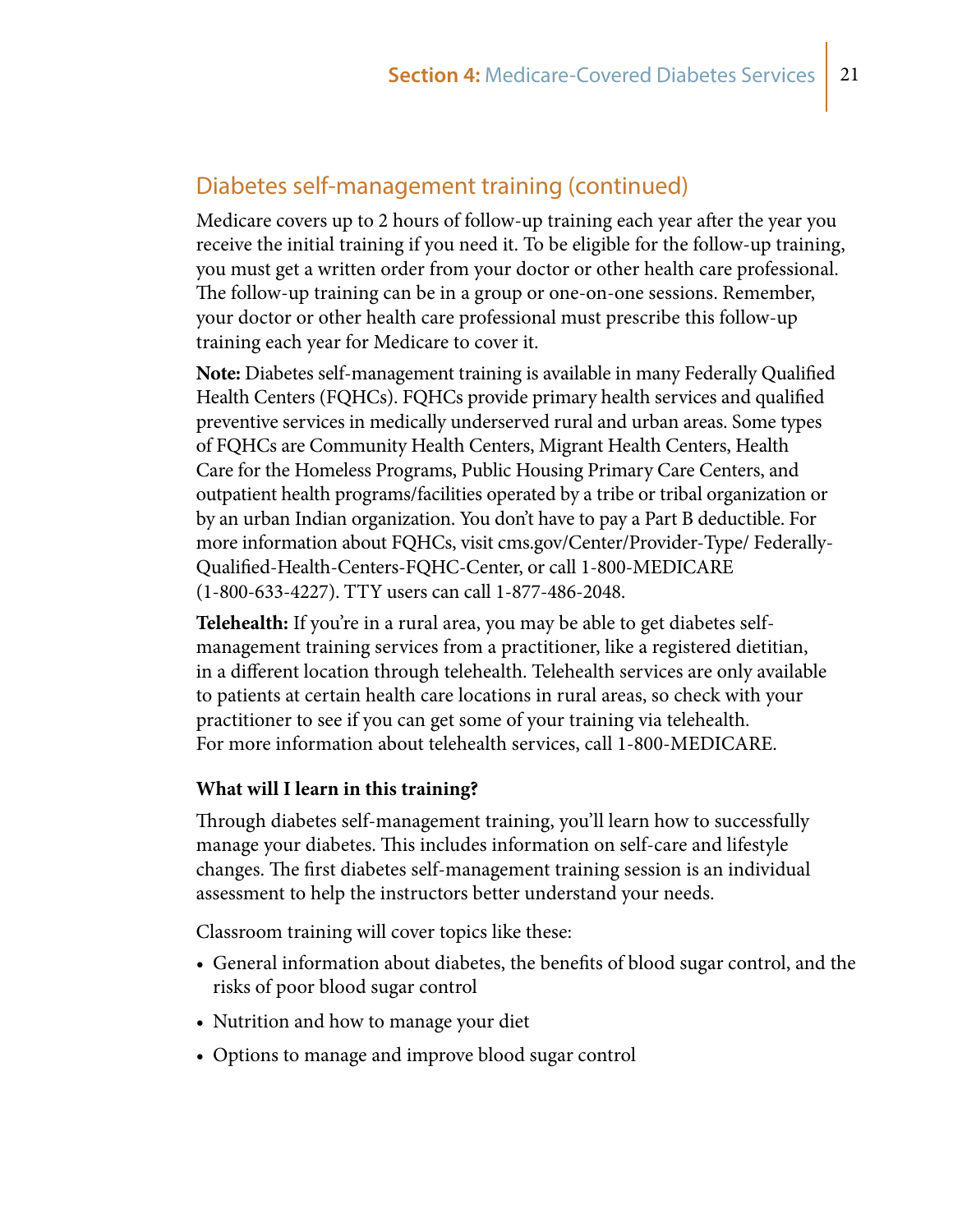## Diabetes self-management training (continued)

Medicare covers up to 2 hours of follow-up training each year after the year you receive the initial training if you need it. To be eligible for the follow-up training, you must get a written order from your doctor or other health care professional. The follow-up training can be in a group or one-on-one sessions. Remember, your doctor or other health care professional must prescribe this follow-up training each year for Medicare to cover it.

**Note:** Diabetes self-management training is available in many Federally Qualified Health Centers (FQHCs). FQHCs provide primary health services and qualified preventive services in medically underserved rural and urban areas. Some types of FQHCs are Community Health Centers, Migrant Health Centers, Health Care for the Homeless Programs, Public Housing Primary Care Centers, and outpatient health programs/facilities operated by a tribe or tribal organization or by an urban Indian organization. You don't have to pay a Part B deductible. For more information about FQHCs, visit cms.gov/Center/Provider-Type/ Federally-Qualified-Health-Centers-FQHC-Center, or call 1-800-MEDICARE (1-800-633-4227). TTY users can call 1-877-486-2048.

**Telehealth:** If you're in a rural area, you may be able to get diabetes self-management training services from a practitioner, like a registered dietitian, in a different location through telehealth. Telehealth services are only available to patients at certain health care locations in rural areas, so check with your practitioner to see if you can get some of your training via telehealth. For more information about telehealth services, call 1-800-MEDICARE.

### What will I learn in this training?

Through diabetes self-management training, you'll learn how to successfully manage your diabetes. This includes information on self-care and lifestyle changes. The first diabetes self-management training session is an individual assessment to help the instructors better understand your needs.

Classroom training will cover topics like these:

- General information about diabetes, the benefits of blood sugar control, and the risks of poor blood sugar control
- Nutrition and how to manage your diet
- Options to manage and improve blood sugar control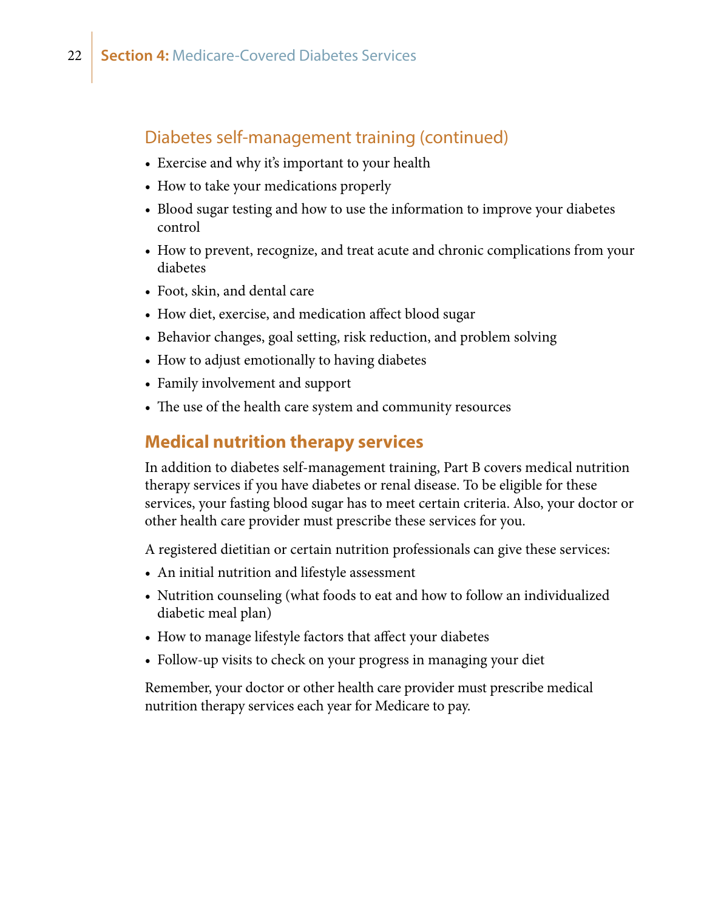### Diabetes self-management training (continued)

- Exercise and why it's important to your health
- How to take your medications properly
- Blood sugar testing and how to use the information to improve your diabetes control
- How to prevent, recognize, and treat acute and chronic complications from your diabetes
- Foot, skin, and dental care
- How diet, exercise, and medication affect blood sugar
- Behavior changes, goal setting, risk reduction, and problem solving
- How to adjust emotionally to having diabetes
- Family involvement and support
- The use of the health care system and community resources

## Medical nutrition therapy services

In addition to diabetes self-management training, Part B covers medical nutrition therapy services if you have diabetes or renal disease. To be eligible for these services, your fasting blood sugar has to meet certain criteria. Also, your doctor or other health care provider must prescribe these services for you.

A registered dietitian or certain nutrition professionals can give these services:

- An initial nutrition and lifestyle assessment
- Nutrition counseling (what foods to eat and how to follow an individualized diabetic meal plan)
- How to manage lifestyle factors that affect your diabetes
- Follow-up visits to check on your progress in managing your diet

Remember, your doctor or other health care provider must prescribe medical nutrition therapy services each year for Medicare to pay.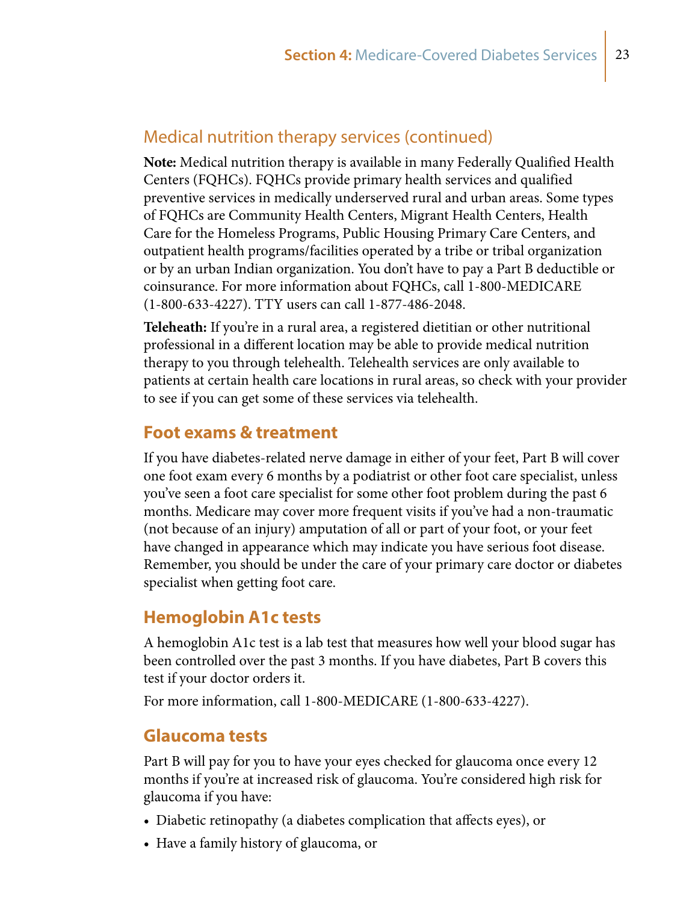## Medical nutrition therapy services (continued)

**Note:** Medical nutrition therapy is available in many Federally Qualified Health Centers (FQHCs). FQHCs provide primary health services and qualified preventive services in medically underserved rural and urban areas. Some types of FQHCs are Community Health Centers, Migrant Health Centers, Health Care for the Homeless Programs, Public Housing Primary Care Centers, and outpatient health programs/facilities operated by a tribe or tribal organization or by an urban Indian organization. You don't have to pay a Part B deductible or coinsurance. For more information about FQHCs, call 1-800-MEDICARE (1-800-633-4227). TTY users can call 1-877-486-2048.

**Teleheath:** If you're in a rural area, a registered dietitian or other nutritional professional in a different location may be able to provide medical nutrition therapy to you through telehealth. Telehealth services are only available to patients at certain health care locations in rural areas, so check with your provider to see if you can get some of these services via telehealth.

## Foot exams & treatment

If you have diabetes-related nerve damage in either of your feet, Part B will cover one foot exam every 6 months by a podiatrist or other foot care specialist, unless you've seen a foot care specialist for some other foot problem during the past 6 months. Medicare may cover more frequent visits if you've had a non-traumatic (not because of an injury) amputation of all or part of your foot, or your feet have changed in appearance which may indicate you have serious foot disease. Remember, you should be under the care of your primary care doctor or diabetes specialist when getting foot care.

## Hemoglobin A1c tests

A hemoglobin A1c test is a lab test that measures how well your blood sugar has been controlled over the past 3 months. If you have diabetes, Part B covers this test if your doctor orders it.

For more information, call 1-800-MEDICARE (1-800-633-4227).

## Glaucoma tests

Part B will pay for you to have your eyes checked for glaucoma once every 12 months if you're at increased risk of glaucoma. You're considered high risk for glaucoma if you have:

- Diabetic retinopathy (a diabetes complication that affects eyes), or
- Have a family history of glaucoma, or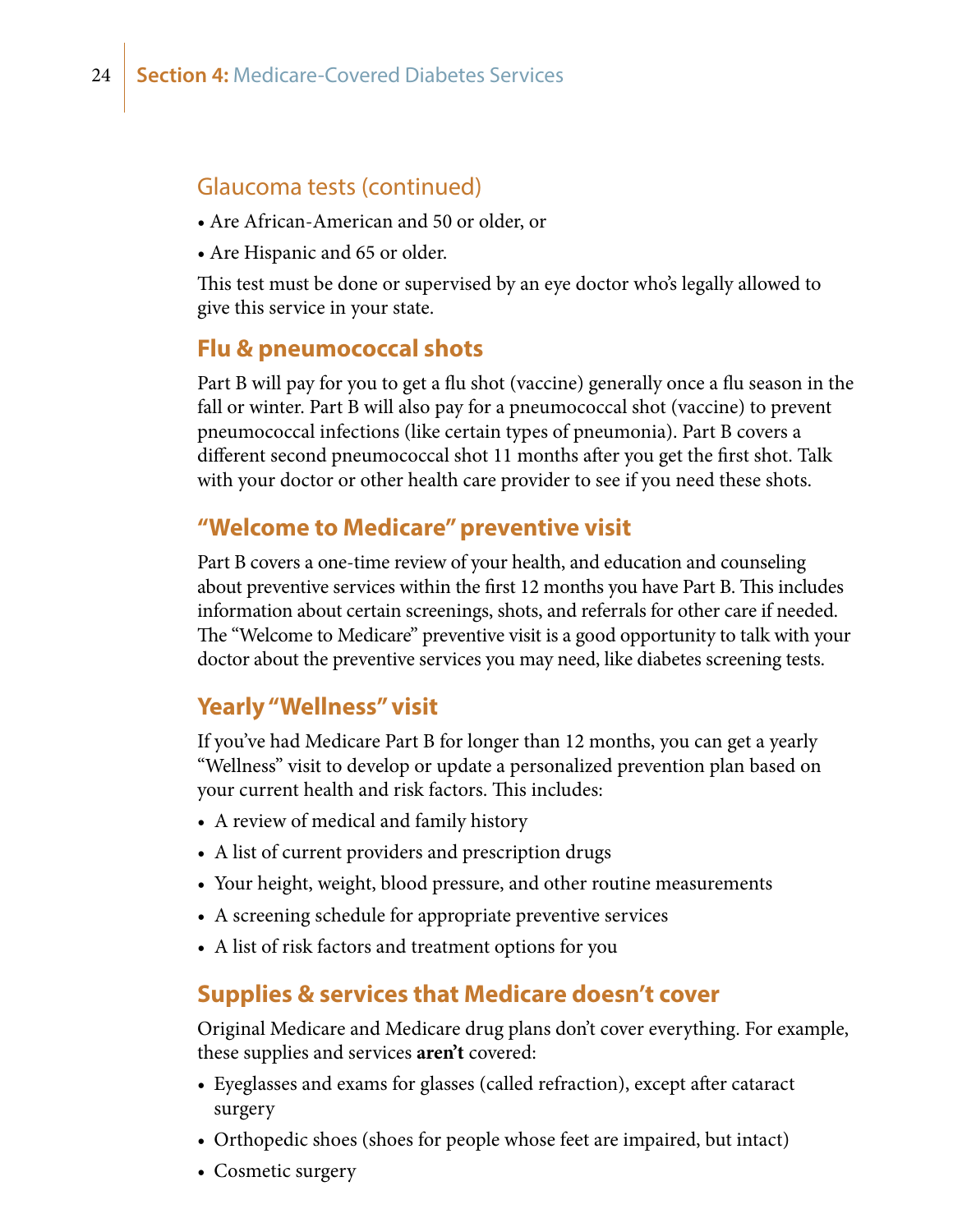### Glaucoma tests (continued)

- Are African-American and 50 or older, or
- Are Hispanic and 65 or older.

This test must be done or supervised by an eye doctor who's legally allowed to give this service in your state.

## Flu & pneumococcal shots

Part B will pay for you to get a flu shot (vaccine) generally once a flu season in the fall or winter. Part B will also pay for a pneumococcal shot (vaccine) to prevent pneumococcal infections (like certain types of pneumonia). Part B covers a different second pneumococcal shot 11 months after you get the first shot. Talk with your doctor or other health care provider to see if you need these shots.

## "Welcome to Medicare" preventive visit

Part B covers a one-time review of your health, and education and counseling about preventive services within the first 12 months you have Part B. This includes information about certain screenings, shots, and referrals for other care if needed. The "Welcome to Medicare" preventive visit is a good opportunity to talk with your doctor about the preventive services you may need, like diabetes screening tests.

## Yearly "Wellness" visit

If you've had Medicare Part B for longer than 12 months, you can get a yearly "Wellness" visit to develop or update a personalized prevention plan based on your current health and risk factors. This includes:

- A review of medical and family history
- A list of current providers and prescription drugs
- Your height, weight, blood pressure, and other routine measurements
- A screening schedule for appropriate preventive services
- A list of risk factors and treatment options for you

## Supplies & services that Medicare doesn't cover

Original Medicare and Medicare drug plans don't cover everything. For example, these supplies and services **aren't** covered:

- Eyeglasses and exams for glasses (called refraction), except after cataract surgery
- Orthopedic shoes (shoes for people whose feet are impaired, but intact)
- Cosmetic surgery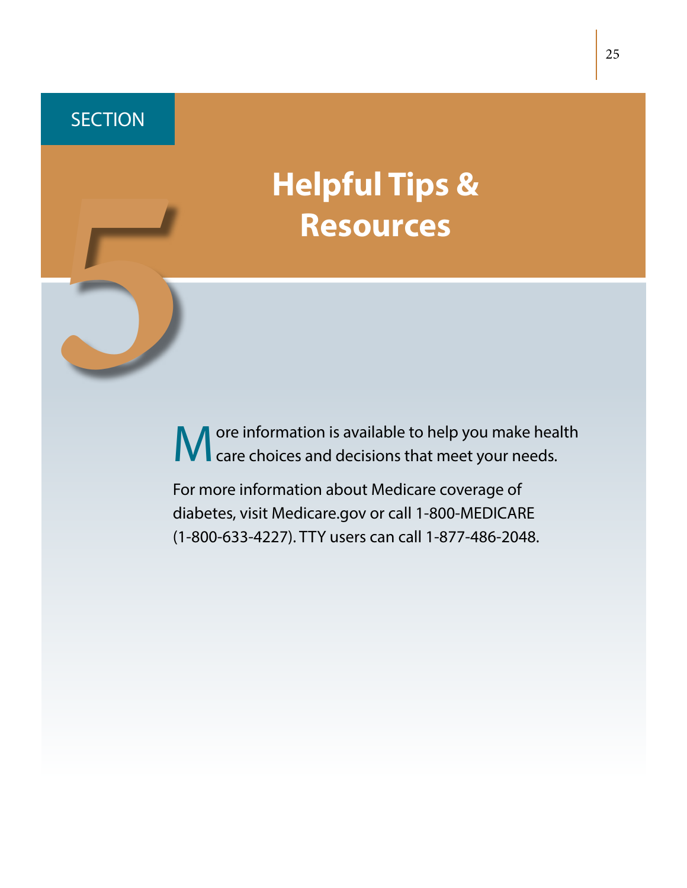SECTION 5

# Helpful Tips & Resources

More information is available to help you make health care choices and decisions that meet your needs.

For more information about Medicare coverage of diabetes, visit Medicare.gov or call 1-800-MEDICARE (1-800-633-4227). TTY users can call 1-877-486-2048.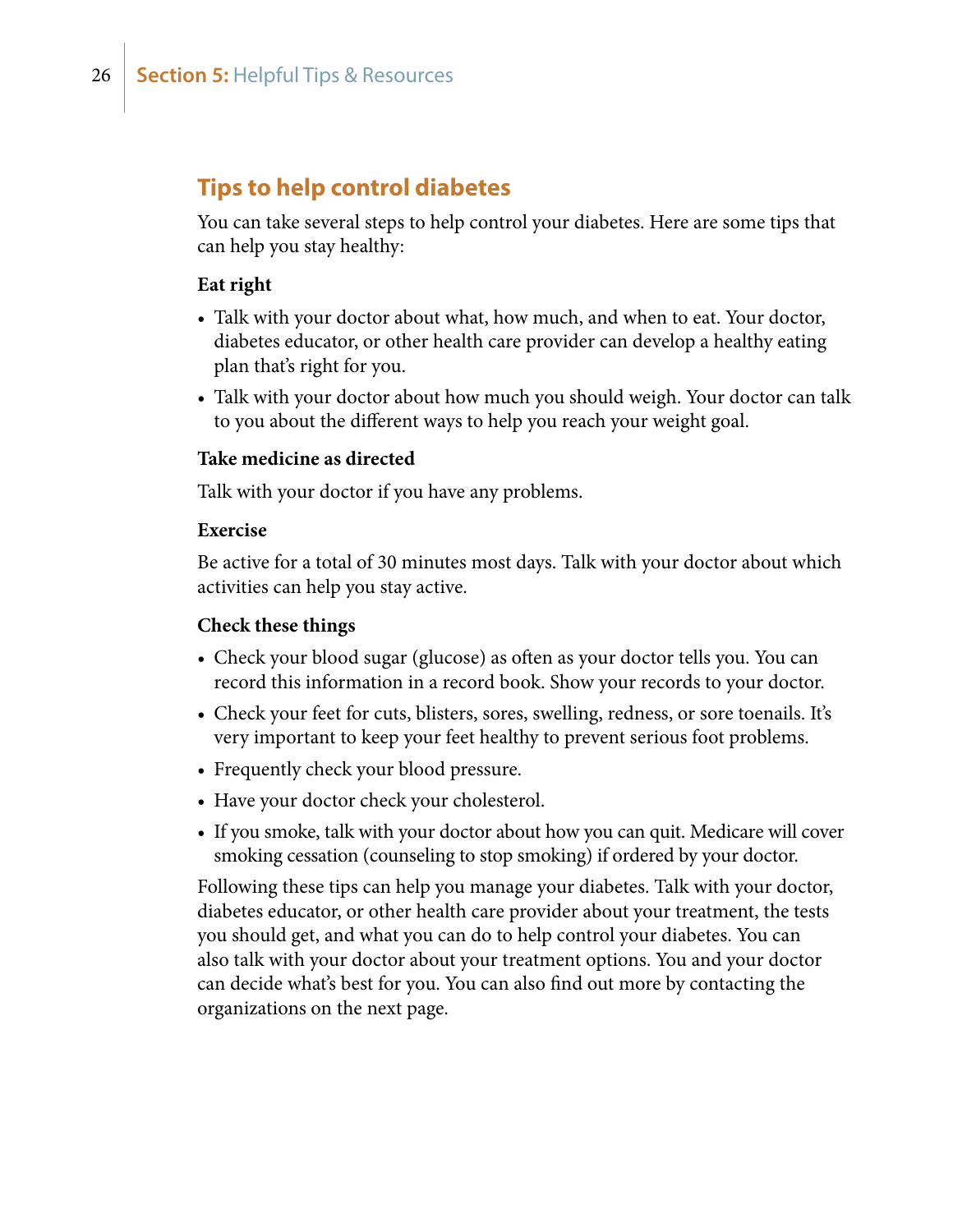## Tips to help control diabetes

You can take several steps to help control your diabetes. Here are some tips that can help you stay healthy:

**Eat right**

- Talk with your doctor about what, how much, and when to eat. Your doctor, diabetes educator, or other health care provider can develop a healthy eating plan that's right for you.
- Talk with your doctor about how much you should weigh. Your doctor can talk to you about the different ways to help you reach your weight goal.

**Take medicine as directed**

Talk with your doctor if you have any problems.

**Exercise**

Be active for a total of 30 minutes most days. Talk with your doctor about which activities can help you stay active.

**Check these things**

- Check your blood sugar (glucose) as often as your doctor tells you. You can record this information in a record book. Show your records to your doctor.
- Check your feet for cuts, blisters, sores, swelling, redness, or sore toenails. It's very important to keep your feet healthy to prevent serious foot problems.
- Frequently check your blood pressure.
- Have your doctor check your cholesterol.
- If you smoke, talk with your doctor about how you can quit. Medicare will cover smoking cessation (counseling to stop smoking) if ordered by your doctor.

Following these tips can help you manage your diabetes. Talk with your doctor, diabetes educator, or other health care provider about your treatment, the tests you should get, and what you can do to help control your diabetes. You can also talk with your doctor about your treatment options. You and your doctor can decide what's best for you. You can also find out more by contacting the organizations on the next page.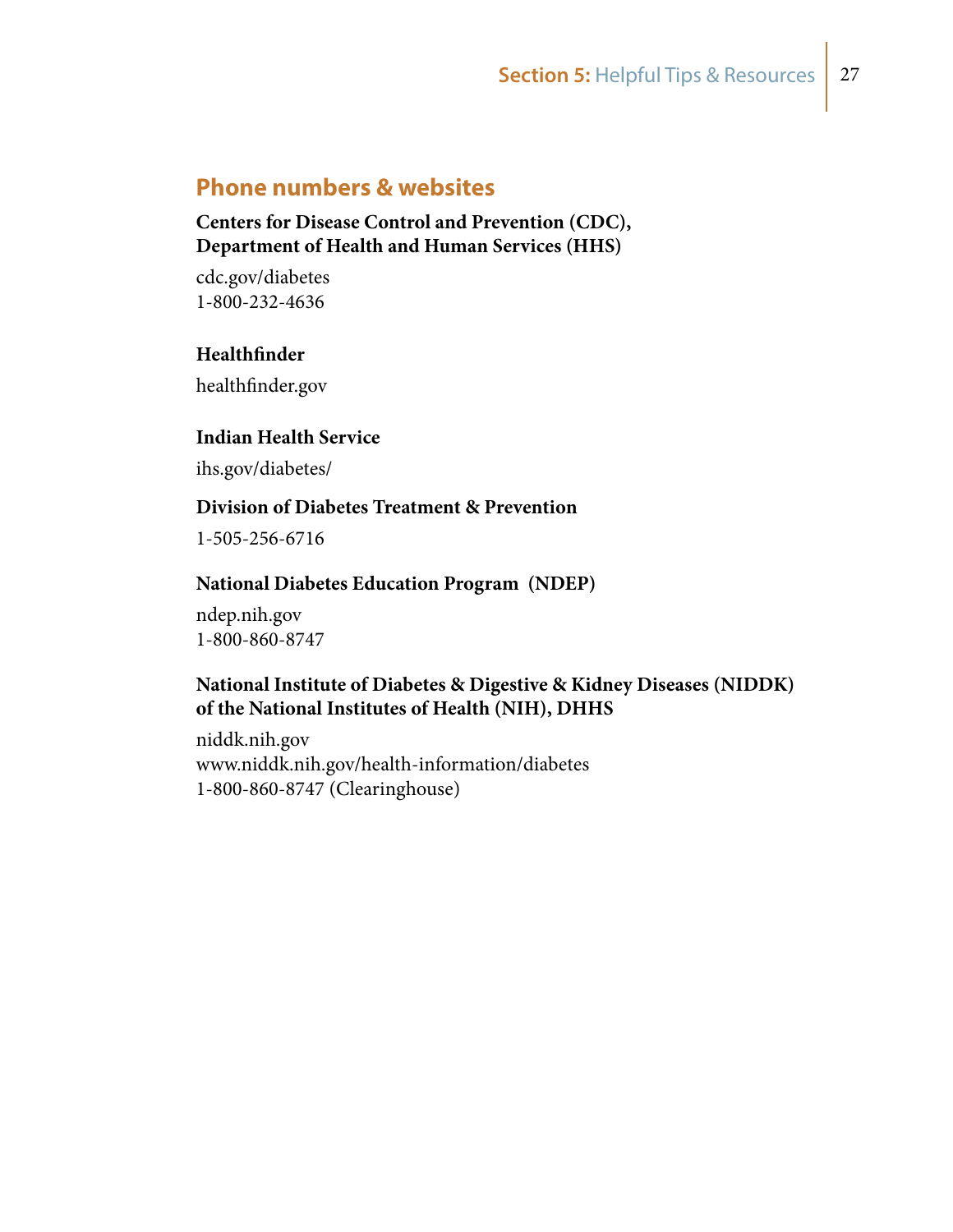## Phone numbers & websites

**Centers for Disease Control and Prevention (CDC),**
**Department of Health and Human Services (HHS)**

cdc.gov/diabetes
1-800-232-4636

**Healthfinder**

healthfinder.gov

**Indian Health Service**

ihs.gov/diabetes/

**Division of Diabetes Treatment & Prevention**

1-505-256-6716

**National Diabetes Education Program (NDEP)**

ndep.nih.gov
1-800-860-8747

**National Institute of Diabetes & Digestive & Kidney Diseases (NIDDK)**
**of the National Institutes of Health (NIH), DHHS**

niddk.nih.gov
www.niddk.nih.gov/health-information/diabetes
1-800-860-8747 (Clearinghouse)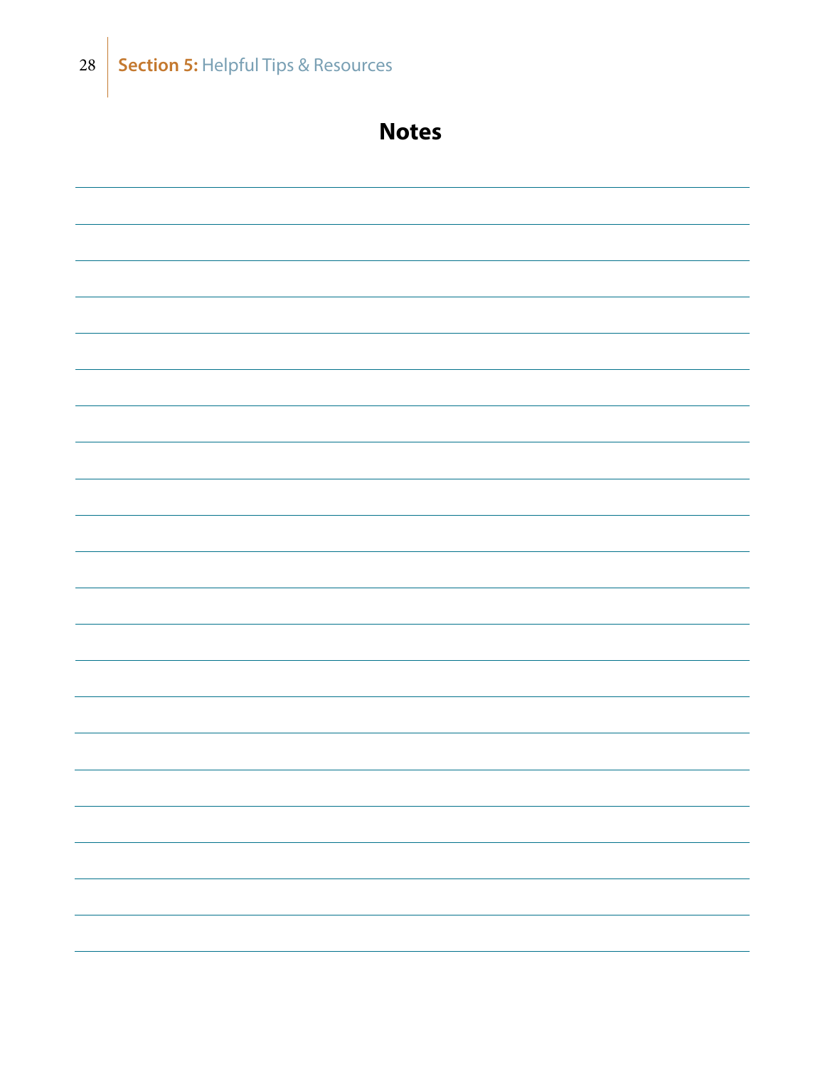# Notes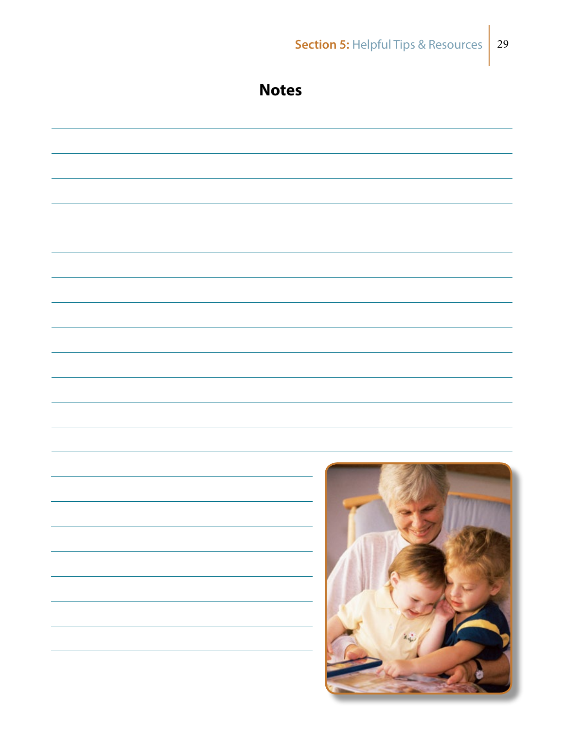## Notes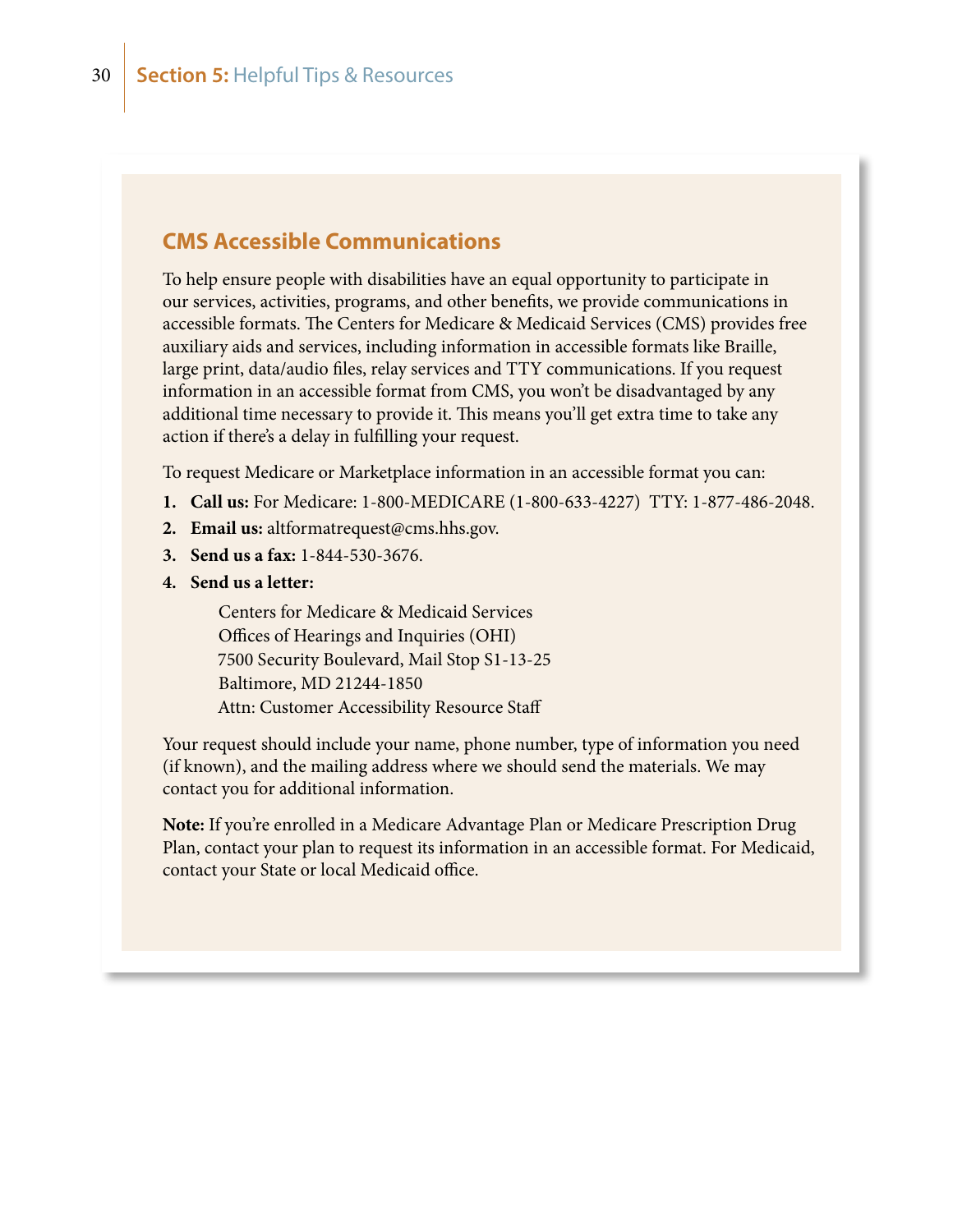## CMS Accessible Communications

To help ensure people with disabilities have an equal opportunity to participate in our services, activities, programs, and other benefits, we provide communications in accessible formats. The Centers for Medicare & Medicaid Services (CMS) provides free auxiliary aids and services, including information in accessible formats like Braille, large print, data/audio files, relay services and TTY communications. If you request information in an accessible format from CMS, you won't be disadvantaged by any additional time necessary to provide it. This means you'll get extra time to take any action if there's a delay in fulfilling your request.

To request Medicare or Marketplace information in an accessible format you can:

1. **Call us:** For Medicare: 1-800-MEDICARE (1-800-633-4227) TTY: 1-877-486-2048.
2. **Email us:** altformatrequest@cms.hhs.gov.
3. **Send us a fax:** 1-844-530-3676.
4. **Send us a letter:**

   Centers for Medicare & Medicaid Services
   Offices of Hearings and Inquiries (OHI)
   7500 Security Boulevard, Mail Stop S1-13-25
   Baltimore, MD 21244-1850
   Attn: Customer Accessibility Resource Staff

Your request should include your name, phone number, type of information you need (if known), and the mailing address where we should send the materials. We may contact you for additional information.

**Note:** If you're enrolled in a Medicare Advantage Plan or Medicare Prescription Drug Plan, contact your plan to request its information in an accessible format. For Medicaid, contact your State or local Medicaid office.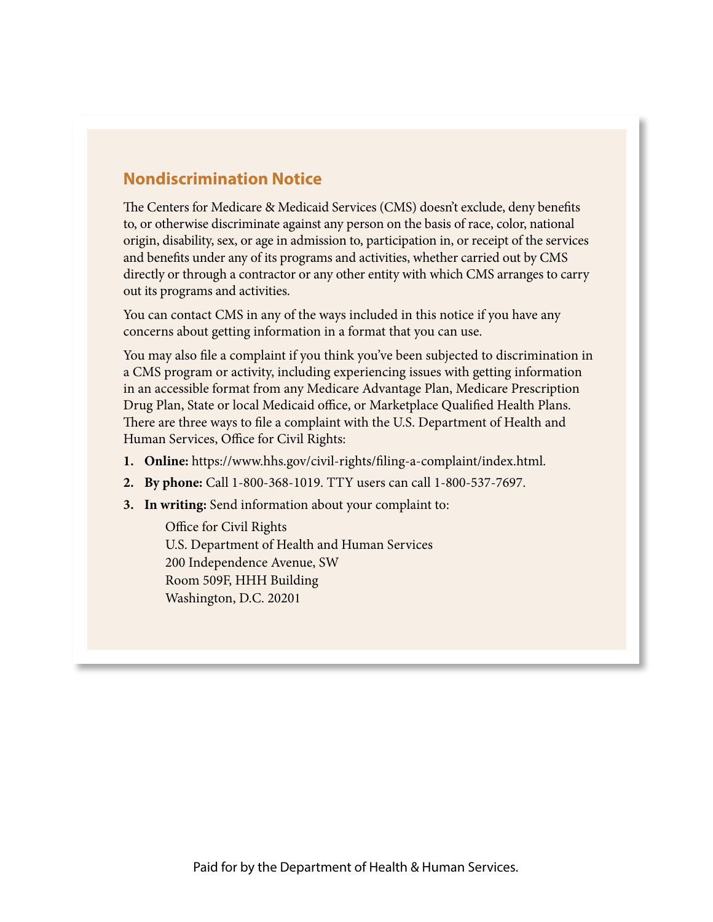## Nondiscrimination Notice

The Centers for Medicare & Medicaid Services (CMS) doesn't exclude, deny benefits to, or otherwise discriminate against any person on the basis of race, color, national origin, disability, sex, or age in admission to, participation in, or receipt of the services and benefits under any of its programs and activities, whether carried out by CMS directly or through a contractor or any other entity with which CMS arranges to carry out its programs and activities.

You can contact CMS in any of the ways included in this notice if you have any concerns about getting information in a format that you can use.

You may also file a complaint if you think you've been subjected to discrimination in a CMS program or activity, including experiencing issues with getting information in an accessible format from any Medicare Advantage Plan, Medicare Prescription Drug Plan, State or local Medicaid office, or Marketplace Qualified Health Plans. There are three ways to file a complaint with the U.S. Department of Health and Human Services, Office for Civil Rights:

1. **Online:** https://www.hhs.gov/civil-rights/filing-a-complaint/index.html.
2. **By phone:** Call 1-800-368-1019. TTY users can call 1-800-537-7697.
3. **In writing:** Send information about your complaint to:

   Office for Civil Rights
   U.S. Department of Health and Human Services
   200 Independence Avenue, SW
   Room 509F, HHH Building
   Washington, D.C. 20201

Paid for by the Department of Health & Human Services.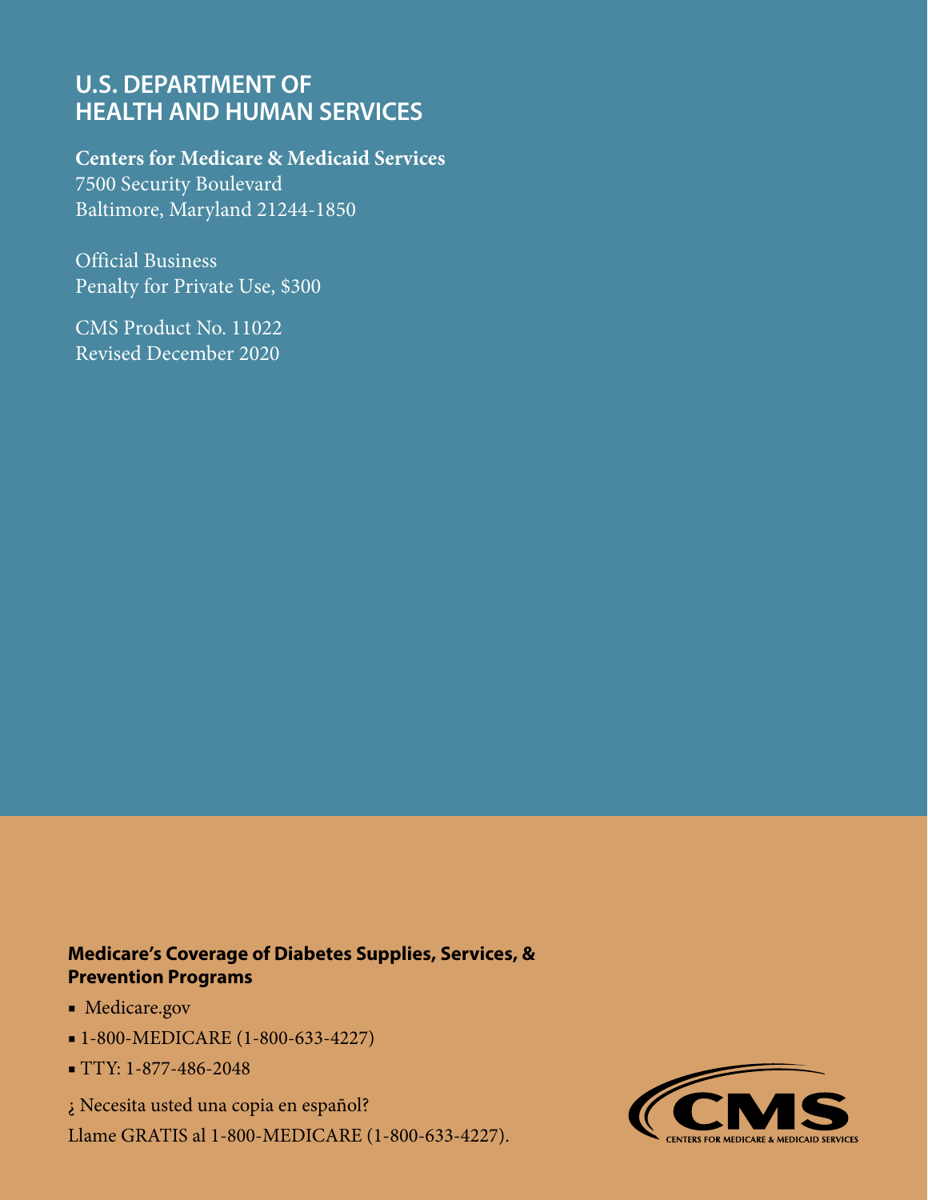## U.S. DEPARTMENT OF HEALTH AND HUMAN SERVICES

**Centers for Medicare & Medicaid Services**
7500 Security Boulevard
Baltimore, Maryland 21244-1850

Official Business
Penalty for Private Use, $300

CMS Product No. 11022
Revised December 2020

**Medicare's Coverage of Diabetes Supplies, Services, & Prevention Programs**

- Medicare.gov
- 1-800-MEDICARE (1-800-633-4227)
- TTY: 1-877-486-2048

¿ Necesita usted una copia en español?
Llame GRATIS al 1-800-MEDICARE (1-800-633-4227).

CMS
CENTERS FOR MEDICARE & MEDICAID SERVICES